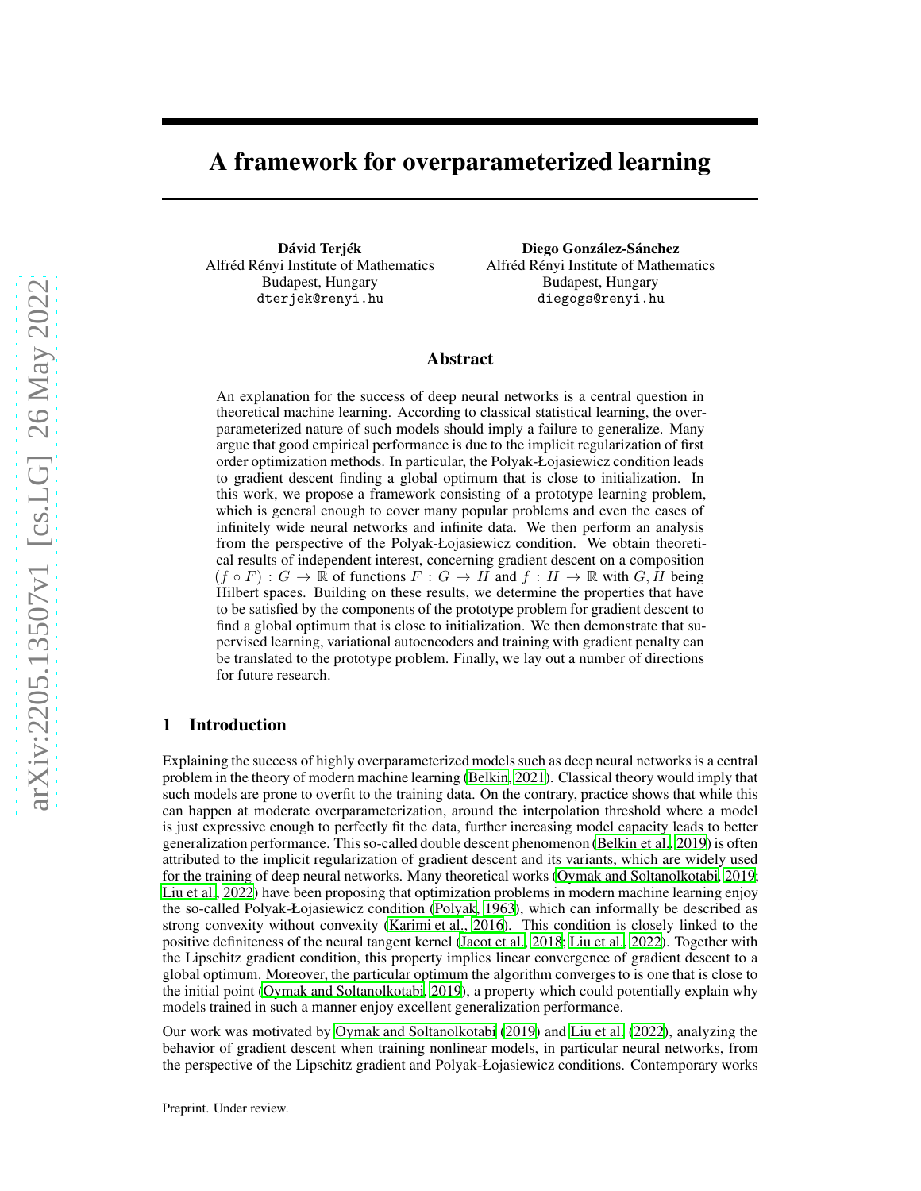# A framework for overparameterized learning

**Dávid Terjék**
Alfréd Rényi Institute of Mathematics
Budapest, Hungary
dterjek@renyi.hu

**Diego González-Sánchez**
Alfréd Rényi Institute of Mathematics
Budapest, Hungary
diegogs@renyi.hu

## Abstract

An explanation for the success of deep neural networks is a central question in theoretical machine learning. According to classical statistical learning, the overparameterized nature of such models should imply a failure to generalize. Many argue that good empirical performance is due to the implicit regularization of first order optimization methods. In particular, the Polyak-Łojasiewicz condition leads to gradient descent finding a global optimum that is close to initialization. In this work, we propose a framework consisting of a prototype learning problem, which is general enough to cover many popular problems and even the cases of infinitely wide neural networks and infinite data. We then perform an analysis from the perspective of the Polyak-Łojasiewicz condition. We obtain theoretical results of independent interest, concerning gradient descent on a composition $(f \circ F) : G \to \mathbb{R}$ of functions $F : G \to H$ and $f : H \to \mathbb{R}$ with $G, H$ being Hilbert spaces. Building on these results, we determine the properties that have to be satisfied by the components of the prototype problem for gradient descent to find a global optimum that is close to initialization. We then demonstrate that supervised learning, variational autoencoders and training with gradient penalty can be translated to the prototype problem. Finally, we lay out a number of directions for future research.

## 1 Introduction

Explaining the success of highly overparameterized models such as deep neural networks is a central problem in the theory of modern machine learning (Belkin, 2021). Classical theory would imply that such models are prone to overfit to the training data. On the contrary, practice shows that while this can happen at moderate overparameterization, around the interpolation threshold where a model is just expressive enough to perfectly fit the data, further increasing model capacity leads to better generalization performance. This so-called double descent phenomenon (Belkin et al., 2019) is often attributed to the implicit regularization of gradient descent and its variants, which are widely used for the training of deep neural networks. Many theoretical works (Oymak and Soltanolkotabi, 2019; Liu et al., 2022) have been proposing that optimization problems in modern machine learning enjoy the so-called Polyak-Łojasiewicz condition (Polyak, 1963), which can informally be described as strong convexity without convexity (Karimi et al., 2016). This condition is closely linked to the positive definiteness of the neural tangent kernel (Jacot et al., 2018; Liu et al., 2022). Together with the Lipschitz gradient condition, this property implies linear convergence of gradient descent to a global optimum. Moreover, the particular optimum the algorithm converges to is one that is close to the initial point (Oymak and Soltanolkotabi, 2019), a property which could potentially explain why models trained in such a manner enjoy excellent generalization performance.

Our work was motivated by Oymak and Soltanolkotabi (2019) and Liu et al. (2022), analyzing the behavior of gradient descent when training nonlinear models, in particular neural networks, from the perspective of the Lipschitz gradient and Polyak-Łojasiewicz conditions. Contemporary works

Preprint. Under review.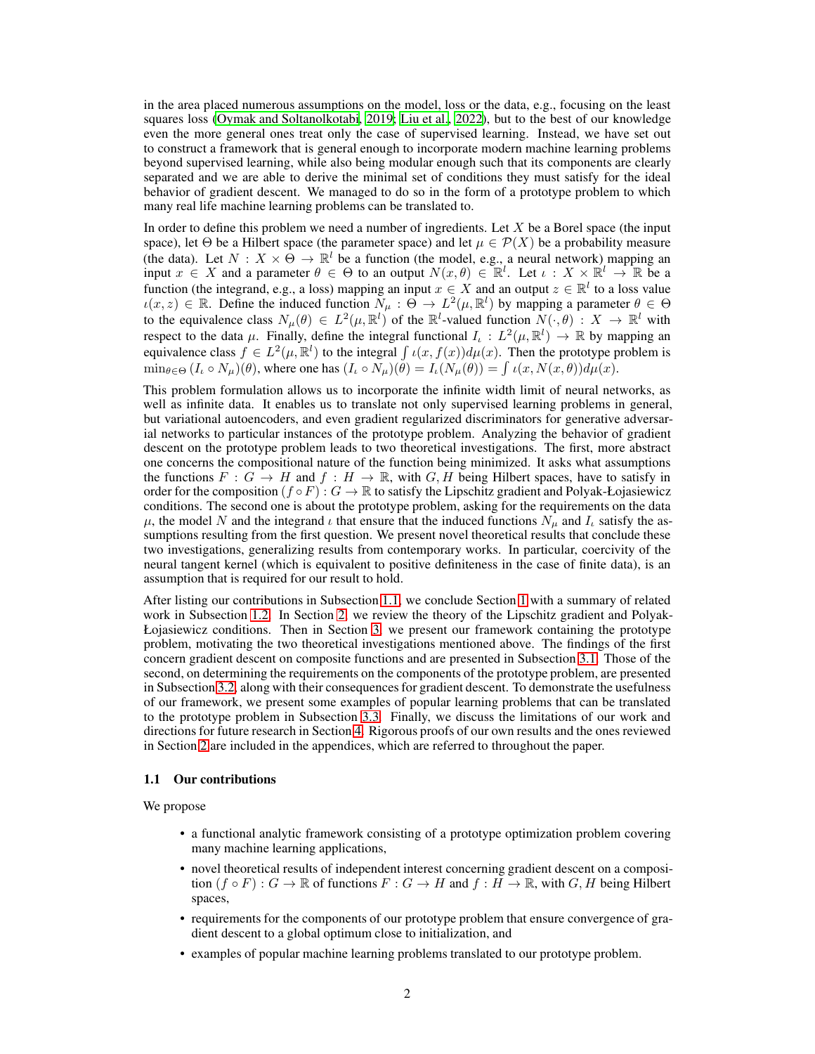in the area placed numerous assumptions on the model, loss or the data, e.g., focusing on the least squares loss (Oymak and Soltanolkotabi, 2019; Liu et al., 2022), but to the best of our knowledge even the more general ones treat only the case of supervised learning. Instead, we have set out to construct a framework that is general enough to incorporate modern machine learning problems beyond supervised learning, while also being modular enough such that its components are clearly separated and we are able to derive the minimal set of conditions they must satisfy for the ideal behavior of gradient descent. We managed to do so in the form of a prototype problem to which many real life machine learning problems can be translated to.

In order to define this problem we need a number of ingredients. Let $X$ be a Borel space (the input space), let $\Theta$ be a Hilbert space (the parameter space) and let $\mu \in \mathcal{P}(X)$ be a probability measure (the data). Let $N : X \times \Theta \to \mathbb{R}^l$ be a function (the model, e.g., a neural network) mapping an input $x \in X$ and a parameter $\theta \in \Theta$ to an output $N(x, \theta) \in \mathbb{R}^l$. Let $\iota : X \times \mathbb{R}^l \to \mathbb{R}$ be a function (the integrand, e.g., a loss) mapping an input $x \in X$ and an output $z \in \mathbb{R}^l$ to a loss value $\iota(x, z) \in \mathbb{R}$. Define the induced function $N_\mu : \Theta \to L^2(\mu, \mathbb{R}^l)$ by mapping a parameter $\theta \in \Theta$ to the equivalence class $N_\mu(\theta) \in L^2(\mu, \mathbb{R}^l)$ of the $\mathbb{R}^l$-valued function $N(\cdot, \theta) : X \to \mathbb{R}^l$ with respect to the data $\mu$. Finally, define the integral functional $I_\iota : L^2(\mu, \mathbb{R}^l) \to \mathbb{R}$ by mapping an equivalence class $f \in L^2(\mu, \mathbb{R}^l)$ to the integral $\int \iota(x, f(x)) d\mu(x)$. Then the prototype problem is $\min_{\theta \in \Theta} (I_\iota \circ N_\mu)(\theta)$, where one has $(I_\iota \circ N_\mu)(\theta) = I_\iota(N_\mu(\theta)) = \int \iota(x, N(x, \theta)) d\mu(x)$.

This problem formulation allows us to incorporate the infinite width limit of neural networks, as well as infinite data. It enables us to translate not only supervised learning problems in general, but variational autoencoders, and even gradient regularized discriminators for generative adversarial networks to particular instances of the prototype problem. Analyzing the behavior of gradient descent on the prototype problem leads to two theoretical investigations. The first, more abstract one concerns the compositional nature of the function being minimized. It asks what assumptions the functions $F : G \to H$ and $f : H \to \mathbb{R}$, with $G, H$ being Hilbert spaces, have to satisfy in order for the composition $(f \circ F) : G \to \mathbb{R}$ to satisfy the Lipschitz gradient and Polyak-Łojasiewicz conditions. The second one is about the prototype problem, asking for the requirements on the data $\mu$, the model $N$ and the integrand $\iota$ that ensure that the induced functions $N_\mu$ and $I_\iota$ satisfy the assumptions resulting from the first question. We present novel theoretical results that conclude these two investigations, generalizing results from contemporary works. In particular, coercivity of the neural tangent kernel (which is equivalent to positive definiteness in the case of finite data), is an assumption that is required for our result to hold.

After listing our contributions in Subsection 1.1, we conclude Section 1 with a summary of related work in Subsection 1.2. In Section 2, we review the theory of the Lipschitz gradient and Polyak-Łojasiewicz conditions. Then in Section 3, we present our framework containing the prototype problem, motivating the two theoretical investigations mentioned above. The findings of the first concern gradient descent on composite functions and are presented in Subsection 3.1. Those of the second, on determining the requirements on the components of the prototype problem, are presented in Subsection 3.2, along with their consequences for gradient descent. To demonstrate the usefulness of our framework, we present some examples of popular learning problems that can be translated to the prototype problem in Subsection 3.3. Finally, we discuss the limitations of our work and directions for future research in Section 4. Rigorous proofs of our own results and the ones reviewed in Section 2 are included in the appendices, which are referred to throughout the paper.

### 1.1 Our contributions

We propose

- a functional analytic framework consisting of a prototype optimization problem covering many machine learning applications,
- novel theoretical results of independent interest concerning gradient descent on a composition $(f \circ F) : G \to \mathbb{R}$ of functions $F : G \to H$ and $f : H \to \mathbb{R}$, with $G, H$ being Hilbert spaces,
- requirements for the components of our prototype problem that ensure convergence of gradient descent to a global optimum close to initialization, and
- examples of popular machine learning problems translated to our prototype problem.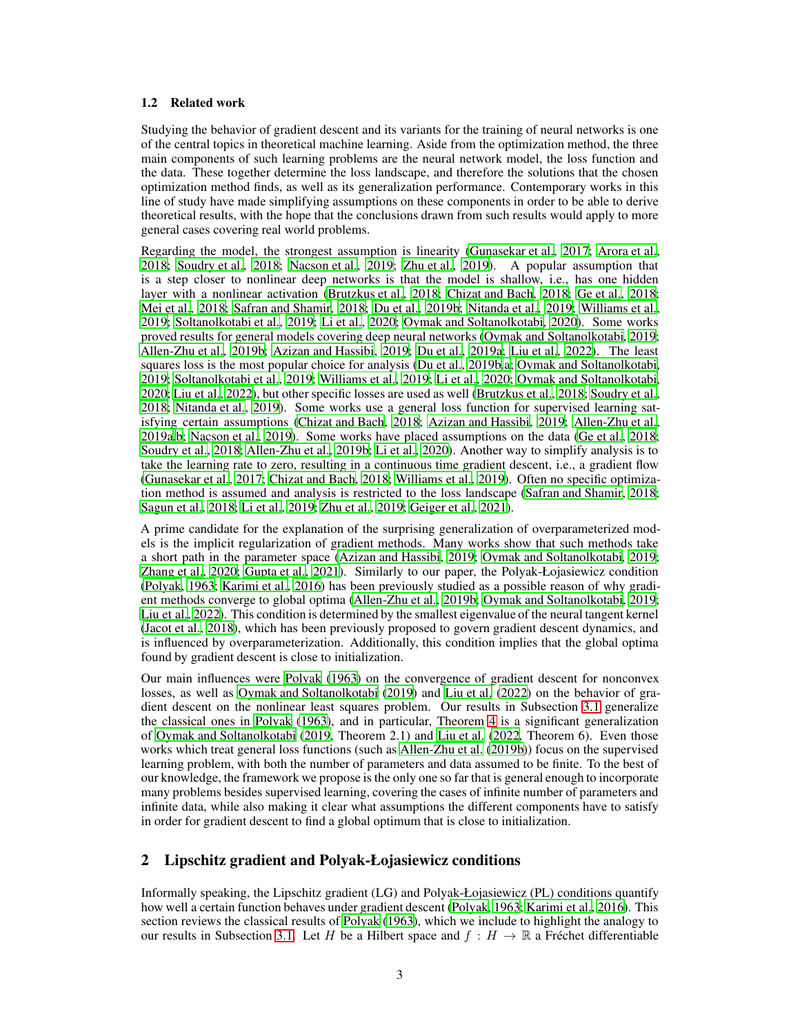### 1.2 Related work

Studying the behavior of gradient descent and its variants for the training of neural networks is one of the central topics in theoretical machine learning. Aside from the optimization method, the three main components of such learning problems are the neural network model, the loss function and the data. These together determine the loss landscape, and therefore the solutions that the chosen optimization method finds, as well as its generalization performance. Contemporary works in this line of study have made simplifying assumptions on these components in order to be able to derive theoretical results, with the hope that the conclusions drawn from such results would apply to more general cases covering real world problems.

Regarding the model, the strongest assumption is linearity (Gunasekar et al., 2017; Arora et al., 2018; Soudry et al., 2018; Nacson et al., 2019; Zhu et al., 2019). A popular assumption that is a step closer to nonlinear deep networks is that the model is shallow, i.e., has one hidden layer with a nonlinear activation (Brutzkus et al., 2018; Chizat and Bach, 2018; Ge et al., 2018; Mei et al., 2018; Safran and Shamir, 2018; Du et al., 2019b; Nitanda et al., 2019; Williams et al., 2019; Soltanolkotabi et al., 2019; Li et al., 2020; Oymak and Soltanolkotabi, 2020). Some works proved results for general models covering deep neural networks (Oymak and Soltanolkotabi, 2019; Allen-Zhu et al., 2019b; Azizan and Hassibi, 2019; Du et al., 2019a; Liu et al., 2022). The least squares loss is the most popular choice for analysis (Du et al., 2019b,a; Oymak and Soltanolkotabi, 2019; Soltanolkotabi et al., 2019; Williams et al., 2019; Li et al., 2020; Oymak and Soltanolkotabi, 2020; Liu et al., 2022), but other specific losses are used as well (Brutzkus et al., 2018; Soudry et al., 2018; Nitanda et al., 2019). Some works use a general loss function for supervised learning satisfying certain assumptions (Chizat and Bach, 2018; Azizan and Hassibi, 2019; Allen-Zhu et al., 2019a,b; Nacson et al., 2019). Some works have placed assumptions on the data (Ge et al., 2018; Soudry et al., 2018; Allen-Zhu et al., 2019b; Li et al., 2020). Another way to simplify analysis is to take the learning rate to zero, resulting in a continuous time gradient descent, i.e., a gradient flow (Gunasekar et al., 2017; Chizat and Bach, 2018; Williams et al., 2019). Often no specific optimization method is assumed and analysis is restricted to the loss landscape (Safran and Shamir, 2018; Sagun et al., 2018; Li et al., 2019; Zhu et al., 2019; Geiger et al., 2021).

A prime candidate for the explanation of the surprising generalization of overparameterized models is the implicit regularization of gradient methods. Many works show that such methods take a short path in the parameter space (Azizan and Hassibi, 2019; Oymak and Soltanolkotabi, 2019; Zhang et al., 2020; Gupta et al., 2021). Similarly to our paper, the Polyak-Łojasiewicz condition (Polyak, 1963; Karimi et al., 2016) has been previously studied as a possible reason of why gradient methods converge to global optima (Allen-Zhu et al., 2019b; Oymak and Soltanolkotabi, 2019; Liu et al., 2022). This condition is determined by the smallest eigenvalue of the neural tangent kernel (Jacot et al., 2018), which has been previously proposed to govern gradient descent dynamics, and is influenced by overparameterization. Additionally, this condition implies that the global optima found by gradient descent is close to initialization.

Our main influences were Polyak (1963) on the convergence of gradient descent for nonconvex losses, as well as Oymak and Soltanolkotabi (2019) and Liu et al. (2022) on the behavior of gradient descent on the nonlinear least squares problem. Our results in Subsection 3.1 generalize the classical ones in Polyak (1963), and in particular, Theorem 4 is a significant generalization of Oymak and Soltanolkotabi (2019, Theorem 2.1) and Liu et al. (2022, Theorem 6). Even those works which treat general loss functions (such as Allen-Zhu et al. (2019b)) focus on the supervised learning problem, with both the number of parameters and data assumed to be finite. To the best of our knowledge, the framework we propose is the only one so far that is general enough to incorporate many problems besides supervised learning, covering the cases of infinite number of parameters and infinite data, while also making it clear what assumptions the different components have to satisfy in order for gradient descent to find a global optimum that is close to initialization.

## 2 Lipschitz gradient and Polyak-Łojasiewicz conditions

Informally speaking, the Lipschitz gradient (LG) and Polyak-Łojasiewicz (PL) conditions quantify how well a certain function behaves under gradient descent (Polyak, 1963; Karimi et al., 2016). This section reviews the classical results of Polyak (1963), which we include to highlight the analogy to our results in Subsection 3.1. Let $H$ be a Hilbert space and $f : H \to \mathbb{R}$ a Fréchet differentiable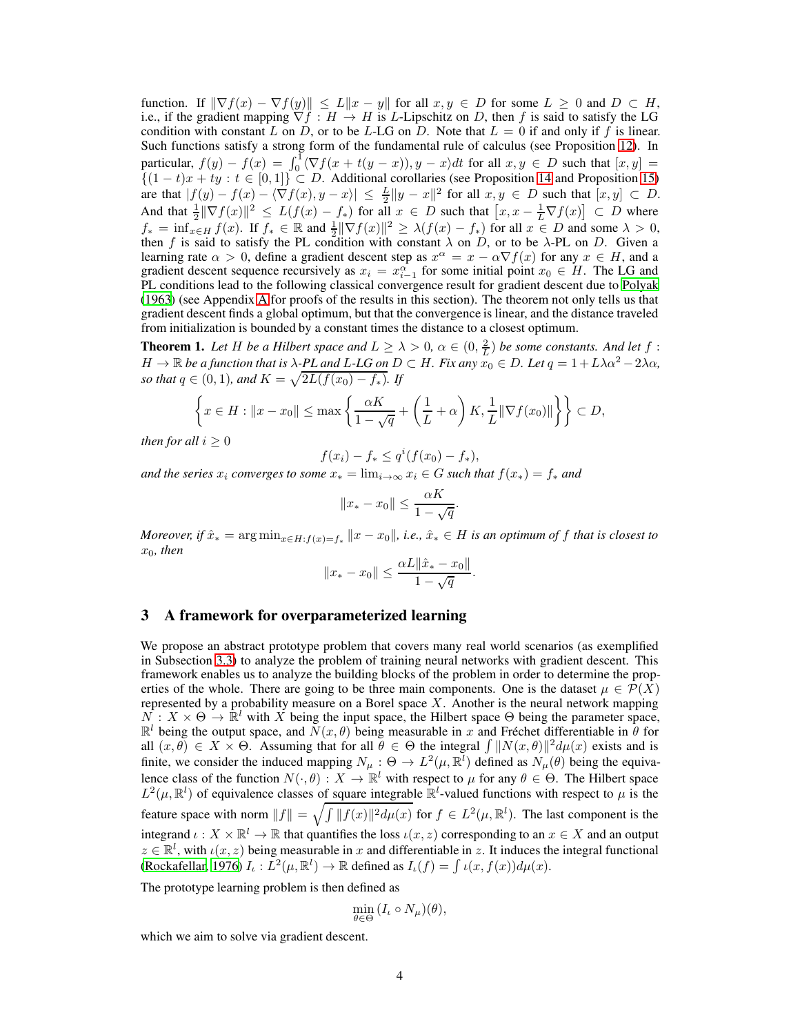function. If $\|\nabla f(x) - \nabla f(y)\| \le L\|x - y\|$ for all $x, y \in D$ for some $L \ge 0$ and $D \subset H$, i.e., if the gradient mapping $\nabla f : H \to H$ is $L$-Lipschitz on $D$, then $f$ is said to satisfy the LG condition with constant $L$ on $D$, or to be $L$-LG on $D$. Note that $L = 0$ if and only if $f$ is linear. Such functions satisfy a strong form of the fundamental rule of calculus (see Proposition 12). In particular, $f(y) - f(x) = \int_0^1 \langle \nabla f(x + t(y - x)), y - x \rangle dt$ for all $x, y \in D$ such that $[x, y] = \{(1 - t)x + ty : t \in [0, 1]\} \subset D$. Additional corollaries (see Proposition 14 and Proposition 15) are that $|f(y) - f(x) - \langle \nabla f(x), y - x \rangle| \le \frac{L}{2}\|y - x\|^2$ for all $x, y \in D$ such that $[x, y] \subset D$. And that $\frac{1}{2}\|\nabla f(x)\|^2 \le L(f(x) - f_*)$ for all $x \in D$ such that $\left[x, x - \frac{1}{L}\nabla f(x)\right] \subset D$ where $f_* = \inf_{x \in H} f(x)$. If $f_* \in \mathbb{R}$ and $\frac{1}{2}\|\nabla f(x)\|^2 \ge \lambda(f(x) - f_*)$ for all $x \in D$ and some $\lambda > 0$, then $f$ is said to satisfy the PL condition with constant $\lambda$ on $D$, or to be $\lambda$-PL on $D$. Given a learning rate $\alpha > 0$, define a gradient descent step as $x^\alpha = x - \alpha \nabla f(x)$ for any $x \in H$, and a gradient descent sequence recursively as $x_i = x_{i-1}^\alpha$ for some initial point $x_0 \in H$. The LG and PL conditions lead to the following classical convergence result for gradient descent due to Polyak (1963) (see Appendix A for proofs of the results in this section). The theorem not only tells us that gradient descent finds a global optimum, but that the convergence is linear, and the distance traveled from initialization is bounded by a constant times the distance to a closest optimum.

**Theorem 1.** *Let $H$ be a Hilbert space and $L \ge \lambda > 0$, $\alpha \in (0, \frac{2}{L})$ be some constants. And let $f : H \to \mathbb{R}$ be a function that is $\lambda$-PL and $L$-LG on $D \subset H$. Fix any $x_0 \in D$. Let $q = 1 + L\lambda\alpha^2 - 2\lambda\alpha$, so that $q \in (0, 1)$, and $K = \sqrt{2L(f(x_0) - f_*)}$. If*

$$\left\{ x \in H : \|x - x_0\| \le \max\left\{ \frac{\alpha K}{1 - \sqrt{q}} + \left(\frac{1}{L} + \alpha\right) K, \frac{1}{L}\|\nabla f(x_0)\| \right\} \right\} \subset D,$$

*then for all $i \ge 0$*

$$f(x_i) - f_* \le q^i (f(x_0) - f_*),$$

*and the series $x_i$ converges to some $x_* = \lim_{i \to \infty} x_i \in G$ such that $f(x_*) = f_*$ and*

$$\|x_* - x_0\| \le \frac{\alpha K}{1 - \sqrt{q}}.$$

*Moreover, if $\hat{x}_* = \arg\min_{x \in H : f(x) = f_*} \|x - x_0\|$, i.e., $\hat{x}_* \in H$ is an optimum of $f$ that is closest to $x_0$, then*

$$\|x_* - x_0\| \le \frac{\alpha L \|\hat{x}_* - x_0\|}{1 - \sqrt{q}}.$$

## 3 A framework for overparameterized learning

We propose an abstract prototype problem that covers many real world scenarios (as exemplified in Subsection 3.3) to analyze the problem of training neural networks with gradient descent. This framework enables us to analyze the building blocks of the problem in order to determine the properties of the whole. There are going to be three main components. One is the dataset $\mu \in \mathcal{P}(X)$ represented by a probability measure on a Borel space $X$. Another is the neural network mapping $N : X \times \Theta \to \mathbb{R}^l$ with $X$ being the input space, the Hilbert space $\Theta$ being the parameter space, $\mathbb{R}^l$ being the output space, and $N(x, \theta)$ being measurable in $x$ and Fréchet differentiable in $\theta$ for all $(x, \theta) \in X \times \Theta$. Assuming that for all $\theta \in \Theta$ the integral $\int \|N(x, \theta)\|^2 d\mu(x)$ exists and is finite, we consider the induced mapping $N_\mu : \Theta \to L^2(\mu, \mathbb{R}^l)$ defined as $N_\mu(\theta)$ being the equivalence class of the function $N(\cdot, \theta) : X \to \mathbb{R}^l$ with respect to $\mu$ for any $\theta \in \Theta$. The Hilbert space $L^2(\mu, \mathbb{R}^l)$ of equivalence classes of square integrable $\mathbb{R}^l$-valued functions with respect to $\mu$ is the feature space with norm $\|f\| = \sqrt{\int \|f(x)\|^2 d\mu(x)}$ for $f \in L^2(\mu, \mathbb{R}^l)$. The last component is the integrand $\iota : X \times \mathbb{R}^l \to \mathbb{R}$ that quantifies the loss $\iota(x, z)$ corresponding to an $x \in X$ and an output $z \in \mathbb{R}^l$, with $\iota(x, z)$ being measurable in $x$ and differentiable in $z$. It induces the integral functional (Rockafellar, 1976) $I_\iota : L^2(\mu, \mathbb{R}^l) \to \mathbb{R}$ defined as $I_\iota(f) = \int \iota(x, f(x)) d\mu(x)$.

The prototype learning problem is then defined as

$$\min_{\theta \in \Theta} (I_\iota \circ N_\mu)(\theta),$$

which we aim to solve via gradient descent.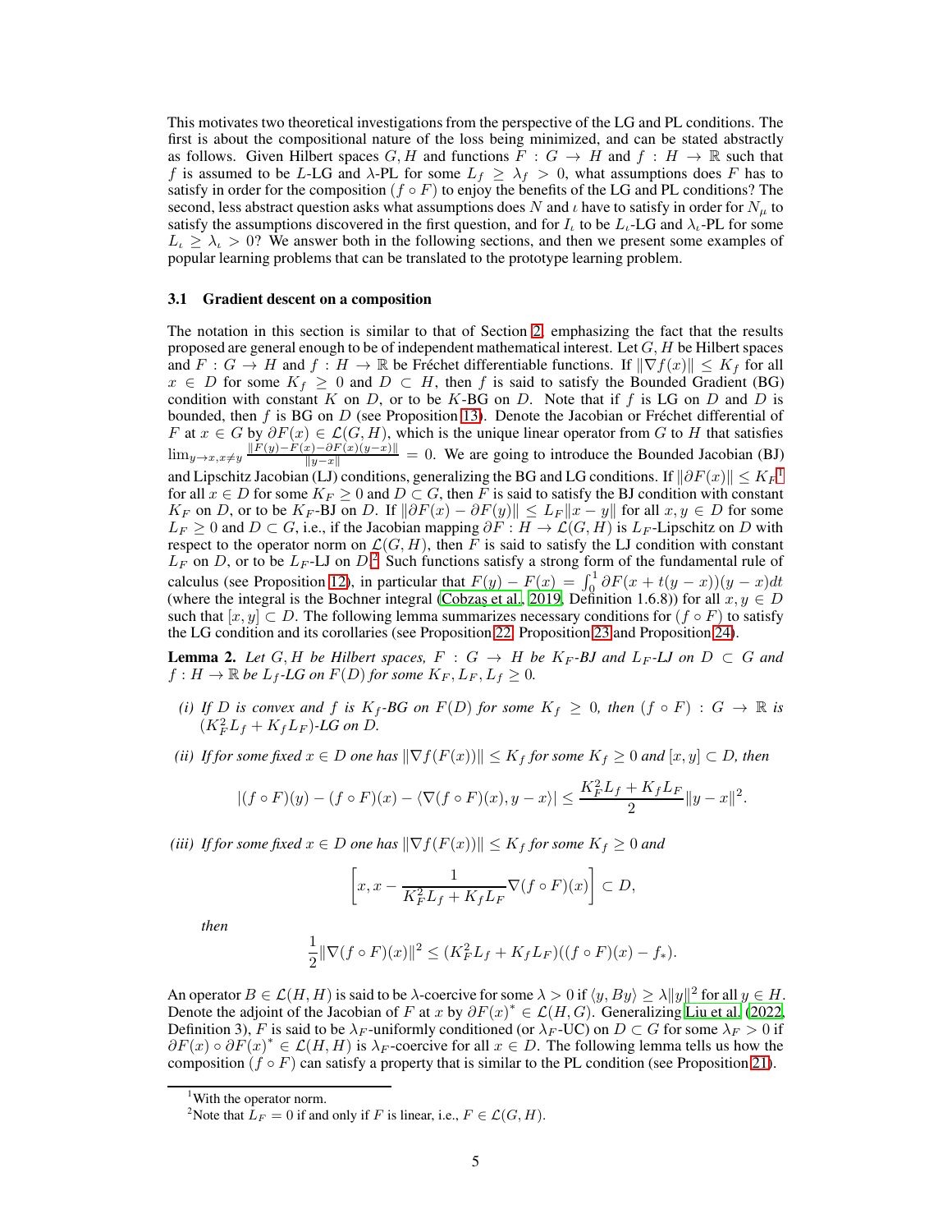This motivates two theoretical investigations from the perspective of the LG and PL conditions. The first is about the compositional nature of the loss being minimized, and can be stated abstractly as follows. Given Hilbert spaces $G, H$ and functions $F : G \to H$ and $f : H \to \mathbb{R}$ such that $f$ is assumed to be $L$-LG and $\lambda$-PL for some $L_f \geq \lambda_f > 0$, what assumptions does $F$ has to satisfy in order for the composition $(f \circ F)$ to enjoy the benefits of the LG and PL conditions? The second, less abstract question asks what assumptions does $N$ and $\iota$ have to satisfy in order for $N_\mu$ to satisfy the assumptions discovered in the first question, and for $I_\iota$ to be $L_\iota$-LG and $\lambda_\iota$-PL for some $L_\iota \geq \lambda_\iota > 0$? We answer both in the following sections, and then we present some examples of popular learning problems that can be translated to the prototype learning problem.

### 3.1 Gradient descent on a composition

The notation in this section is similar to that of Section 2, emphasizing the fact that the results proposed are general enough to be of independent mathematical interest. Let $G, H$ be Hilbert spaces and $F : G \to H$ and $f : H \to \mathbb{R}$ be Fréchet differentiable functions. If $\|\nabla f(x)\| \leq K_f$ for all $x \in D$ for some $K_f \geq 0$ and $D \subset H$, then $f$ is said to satisfy the Bounded Gradient (BG) condition with constant $K$ on $D$, or to be $K$-BG on $D$. Note that if $f$ is LG on $D$ and $D$ is bounded, then $f$ is BG on $D$ (see Proposition 13). Denote the Jacobian or Fréchet differential of $F$ at $x \in G$ by $\partial F(x) \in \mathcal{L}(G, H)$, which is the unique linear operator from $G$ to $H$ that satisfies $\lim_{y \to x, x \neq y} \frac{\|F(y)-F(x)-\partial F(x)(y-x)\|}{\|y-x\|} = 0$. We are going to introduce the Bounded Jacobian (BJ) and Lipschitz Jacobian (LJ) conditions, generalizing the BG and LG conditions. If $\|\partial F(x)\| \leq K_F$[1] for all $x \in D$ for some $K_F \geq 0$ and $D \subset G$, then $F$ is said to satisfy the BJ condition with constant $K_F$ on $D$, or to be $K_F$-BJ on $D$. If $\|\partial F(x) - \partial F(y)\| \leq L_F \|x - y\|$ for all $x, y \in D$ for some $L_F \geq 0$ and $D \subset G$, i.e., if the Jacobian mapping $\partial F : H \to \mathcal{L}(G, H)$ is $L_F$-Lipschitz on $D$ with respect to the operator norm on $\mathcal{L}(G, H)$, then $F$ is said to satisfy the LJ condition with constant $L_F$ on $D$, or to be $L_F$-LJ on $D$.[2] Such functions satisfy a strong form of the fundamental rule of calculus (see Proposition 12), in particular that $F(y) - F(x) = \int_0^1 \partial F(x + t(y-x))(y-x)dt$ (where the integral is the Bochner integral (Cobzaş et al., 2019, Definition 1.6.8)) for all $x, y \in D$ such that $[x, y] \subset D$. The following lemma summarizes necessary conditions for $(f \circ F)$ to satisfy the LG condition and its corollaries (see Proposition 22, Proposition 23 and Proposition 24).

**Lemma 2.** *Let $G, H$ be Hilbert spaces, $F : G \to H$ be $K_F$-BJ and $L_F$-LJ on $D \subset G$ and $f : H \to \mathbb{R}$ be $L_f$-LG on $F(D)$ for some $K_F, L_F, L_f \geq 0$.*

*(i) If $D$ is convex and $f$ is $K_f$-BG on $F(D)$ for some $K_f \geq 0$, then $(f \circ F) : G \to \mathbb{R}$ is $(K_F^2 L_f + K_f L_F)$-LG on $D$.*

*(ii) If for some fixed $x \in D$ one has $\|\nabla f(F(x))\| \leq K_f$ for some $K_f \geq 0$ and $[x, y] \subset D$, then*

$$|(f \circ F)(y) - (f \circ F)(x) - \langle \nabla (f \circ F)(x), y - x \rangle| \leq \frac{K_F^2 L_f + K_f L_F}{2} \|y - x\|^2.$$

*(iii) If for some fixed $x \in D$ one has $\|\nabla f(F(x))\| \leq K_f$ for some $K_f \geq 0$ and*

$$\left[x, x - \frac{1}{K_F^2 L_f + K_f L_F} \nabla (f \circ F)(x)\right] \subset D,$$

*then*

$$\frac{1}{2} \|\nabla (f \circ F)(x)\|^2 \leq (K_F^2 L_f + K_f L_F)((f \circ F)(x) - f_*).$$

An operator $B \in \mathcal{L}(H, H)$ is said to be $\lambda$-coercive for some $\lambda > 0$ if $\langle y, By \rangle \geq \lambda \|y\|^2$ for all $y \in H$. Denote the adjoint of the Jacobian of $F$ at $x$ by $\partial F(x)^* \in \mathcal{L}(H, G)$. Generalizing Liu et al. (2022, Definition 3), $F$ is said to be $\lambda_F$-uniformly conditioned (or $\lambda_F$-UC) on $D \subset G$ for some $\lambda_F > 0$ if $\partial F(x) \circ \partial F(x)^* \in \mathcal{L}(H, H)$ is $\lambda_F$-coercive for all $x \in D$. The following lemma tells us how the composition $(f \circ F)$ can satisfy a property that is similar to the PL condition (see Proposition 21).

[1] With the operator norm.

[2] Note that $L_F = 0$ if and only if $F$ is linear, i.e., $F \in \mathcal{L}(G, H)$.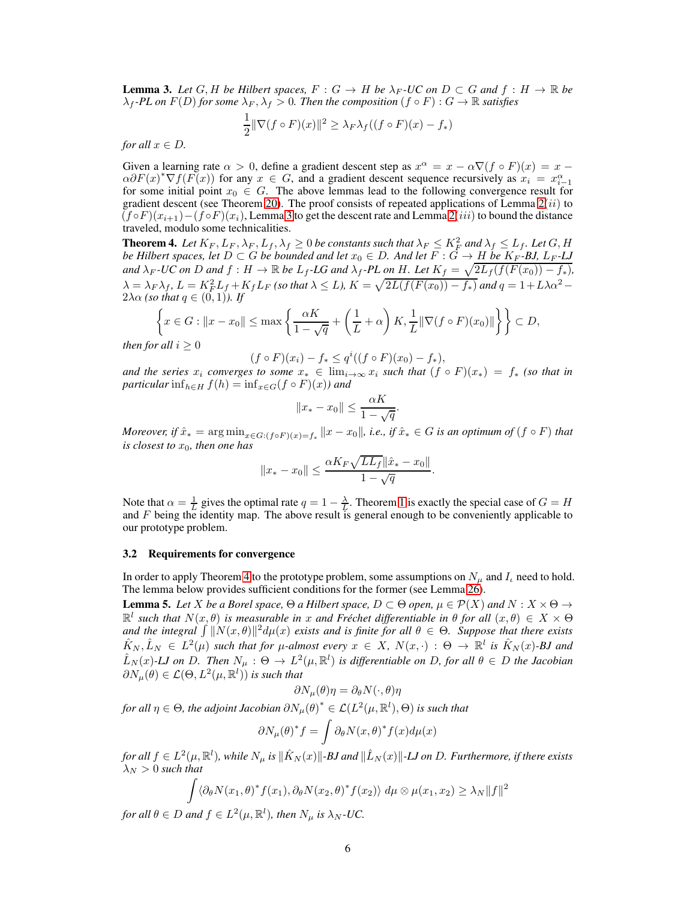**Lemma 3.** *Let $G, H$ be Hilbert spaces, $F : G \to H$ be $\lambda_F$-UC on $D \subset G$ and $f : H \to \mathbb{R}$ be $\lambda_f$-PL on $F(D)$ for some $\lambda_F, \lambda_f > 0$. Then the composition $(f \circ F) : G \to \mathbb{R}$ satisfies*

$$\frac{1}{2}\|\nabla(f \circ F)(x)\|^2 \geq \lambda_F \lambda_f ((f \circ F)(x) - f_*)$$

*for all $x \in D$.*

Given a learning rate $\alpha > 0$, define a gradient descent step as $x^\alpha = x - \alpha \nabla(f \circ F)(x) = x - \alpha \partial F(x)^* \nabla f(F(x))$ for any $x \in G$, and a gradient descent sequence recursively as $x_i = x_{i-1}^\alpha$ for some initial point $x_0 \in G$. The above lemmas lead to the following convergence result for gradient descent (see Theorem 20). The proof consists of repeated applications of Lemma 2$(ii)$ to $(f \circ F)(x_{i+1}) - (f \circ F)(x_i)$, Lemma 3 to get the descent rate and Lemma 2$(iii)$ to bound the distance traveled, modulo some technicalities.

**Theorem 4.** *Let $K_F, L_F, \lambda_F, L_f, \lambda_f \geq 0$ be constants such that $\lambda_F \leq K_F^2$ and $\lambda_f \leq L_f$. Let $G, H$ be Hilbert spaces, let $D \subset G$ be bounded and let $x_0 \in D$. And let $F : G \to H$ be $K_F$-BJ, $L_F$-LJ and $\lambda_F$-UC on $D$ and $f : H \to \mathbb{R}$ be $L_f$-LG and $\lambda_f$-PL on $H$. Let $K_f = \sqrt{2L_f(f(F(x_0)) - f_*)}$, $\lambda = \lambda_F \lambda_f$, $L = K_F^2 L_f + K_f L_F$ (so that $\lambda \leq L$), $K = \sqrt{2L(f(F(x_0)) - f_*)}$ and $q = 1 + L\lambda\alpha^2 - 2\lambda\alpha$ (so that $q \in (0, 1)$). If*

$$\left\{ x \in G : \|x - x_0\| \leq \max\left\{ \frac{\alpha K}{1 - \sqrt{q}} + \left(\frac{1}{L} + \alpha\right) K, \frac{1}{L}\|\nabla(f \circ F)(x_0)\| \right\} \right\} \subset D,$$

*then for all $i \geq 0$*

$$(f \circ F)(x_i) - f_* \leq q^i((f \circ F)(x_0) - f_*),$$

*and the series $x_i$ converges to some $x_* \in \lim_{i\to\infty} x_i$ such that $(f \circ F)(x_*) = f_*$ (so that in particular $\inf_{h\in H} f(h) = \inf_{x\in G}(f \circ F)(x)$) and*

$$\|x_* - x_0\| \leq \frac{\alpha K}{1 - \sqrt{q}}.$$

*Moreover, if $\hat{x}_* = \arg\min_{x \in G:(f\circ F)(x) = f_*} \|x - x_0\|$, i.e., if $\hat{x}_* \in G$ is an optimum of $(f \circ F)$ that is closest to $x_0$, then one has*

$$\|x_* - x_0\| \leq \frac{\alpha K_F \sqrt{L L_f} \|\hat{x}_* - x_0\|}{1 - \sqrt{q}}.$$

Note that $\alpha = \frac{1}{L}$ gives the optimal rate $q = 1 - \frac{\lambda}{L}$. Theorem 1 is exactly the special case of $G = H$ and $F$ being the identity map. The above result is general enough to be conveniently applicable to our prototype problem.

### 3.2 Requirements for convergence

In order to apply Theorem 4 to the prototype problem, some assumptions on $N_\mu$ and $I_\iota$ need to hold. The lemma below provides sufficient conditions for the former (see Lemma 26).

**Lemma 5.** *Let $X$ be a Borel space, $\Theta$ a Hilbert space, $D \subset \Theta$ open, $\mu \in \mathcal{P}(X)$ and $N : X \times \Theta \to \mathbb{R}^l$ such that $N(x, \theta)$ is measurable in $x$ and Fréchet differentiable in $\theta$ for all $(x, \theta) \in X \times \Theta$ and the integral $\int \|N(x, \theta)\|^2 d\mu(x)$ exists and is finite for all $\theta \in \Theta$. Suppose that there exists $\hat{K}_N, \hat{L}_N \in L^2(\mu)$ such that for $\mu$-almost every $x \in X$, $N(x, \cdot) : \Theta \to \mathbb{R}^l$ is $\hat{K}_N(x)$-BJ and $\hat{L}_N(x)$-LJ on $D$. Then $N_\mu : \Theta \to L^2(\mu, \mathbb{R}^l)$ is differentiable on $D$, for all $\theta \in D$ the Jacobian $\partial N_\mu(\theta) \in \mathcal{L}(\Theta, L^2(\mu, \mathbb{R}^l))$ is such that*

$$\partial N_\mu(\theta)\eta = \partial_\theta N(\cdot, \theta)\eta$$

*for all $\eta \in \Theta$, the adjoint Jacobian $\partial N_\mu(\theta)^* \in \mathcal{L}(L^2(\mu, \mathbb{R}^l), \Theta)$ is such that*

$$\partial N_\mu(\theta)^* f = \int \partial_\theta N(x, \theta)^* f(x) d\mu(x)$$

*for all $f \in L^2(\mu, \mathbb{R}^l)$, while $N_\mu$ is $\|\hat{K}_N(x)\|$-BJ and $\|\hat{L}_N(x)\|$-LJ on $D$. Furthermore, if there exists $\lambda_N > 0$ such that*

$$\int \langle \partial_\theta N(x_1, \theta)^* f(x_1), \partial_\theta N(x_2, \theta)^* f(x_2) \rangle \, d\mu \otimes \mu(x_1, x_2) \geq \lambda_N \|f\|^2$$

*for all $\theta \in D$ and $f \in L^2(\mu, \mathbb{R}^l)$, then $N_\mu$ is $\lambda_N$-UC.*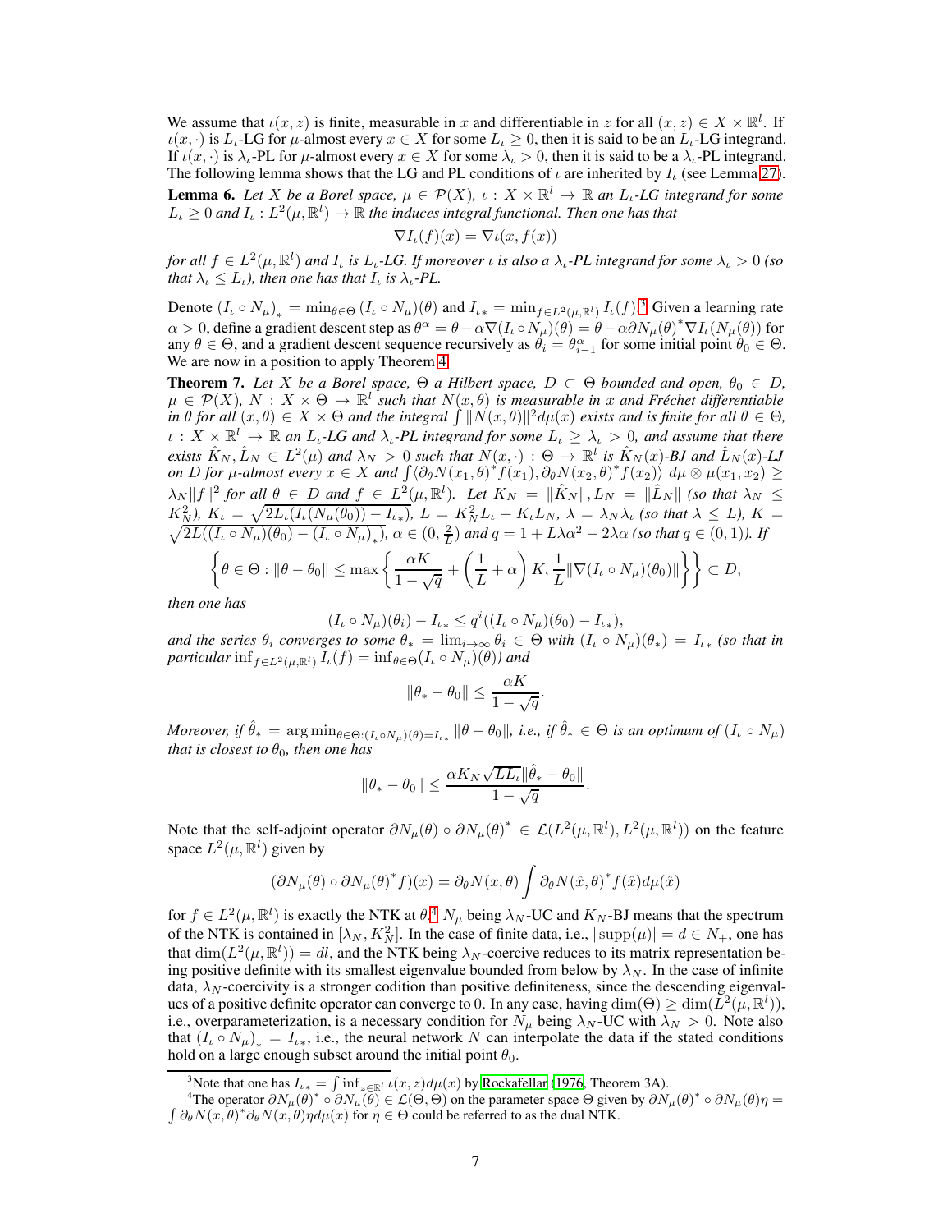We assume that $\iota(x,z)$ is finite, measurable in $x$ and differentiable in $z$ for all $(x,z) \in X \times \mathbb{R}^l$. If $\iota(x,\cdot)$ is $L_\iota$-LG for $\mu$-almost every $x \in X$ for some $L_\iota \geq 0$, then it is said to be an $L_\iota$-LG integrand. If $\iota(x,\cdot)$ is $\lambda_\iota$-PL for $\mu$-almost every $x \in X$ for some $\lambda_\iota > 0$, then it is said to be a $\lambda_\iota$-PL integrand. The following lemma shows that the LG and PL conditions of $\iota$ are inherited by $I_\iota$ (see Lemma 27).

**Lemma 6.** *Let $X$ be a Borel space, $\mu \in \mathcal{P}(X)$, $\iota : X \times \mathbb{R}^l \to \mathbb{R}$ an $L_\iota$-LG integrand for some $L_\iota \geq 0$ and $I_\iota : L^2(\mu, \mathbb{R}^l) \to \mathbb{R}$ the induces integral functional. Then one has that*

$$\nabla I_\iota(f)(x) = \nabla \iota(x, f(x))$$

*for all $f \in L^2(\mu, \mathbb{R}^l)$ and $I_\iota$ is $L_\iota$-LG. If moreover $\iota$ is also a $\lambda_\iota$-PL integrand for some $\lambda_\iota > 0$ (so that $\lambda_\iota \leq L_\iota$), then one has that $I_\iota$ is $\lambda_\iota$-PL.*

Denote $(I_\iota \circ N_\mu)_* = \min_{\theta \in \Theta} (I_\iota \circ N_\mu)(\theta)$ and $I_{\iota *} = \min_{f \in L^2(\mu,\mathbb{R}^l)} I_\iota(f)$.[3] Given a learning rate $\alpha > 0$, define a gradient descent step as $\theta^\alpha = \theta - \alpha \nabla (I_\iota \circ N_\mu)(\theta) = \theta - \alpha \partial N_\mu(\theta)^* \nabla I_\iota(N_\mu(\theta))$ for any $\theta \in \Theta$, and a gradient descent sequence recursively as $\theta_i = \theta_{i-1}^\alpha$ for some initial point $\theta_0 \in \Theta$. We are now in a position to apply Theorem 4.

**Theorem 7.** *Let $X$ be a Borel space, $\Theta$ a Hilbert space, $D \subset \Theta$ bounded and open, $\theta_0 \in D$, $\mu \in \mathcal{P}(X)$, $N : X \times \Theta \to \mathbb{R}^l$ such that $N(x,\theta)$ is measurable in $x$ and Fréchet differentiable in $\theta$ for all $(x,\theta) \in X \times \Theta$ and the integral $\int \|N(x,\theta)\|^2 d\mu(x)$ exists and is finite for all $\theta \in \Theta$, $\iota : X \times \mathbb{R}^l \to \mathbb{R}$ an $L_\iota$-LG and $\lambda_\iota$-PL integrand for some $L_\iota \geq \lambda_\iota > 0$, and assume that there exists $\hat{K}_N, \hat{L}_N \in L^2(\mu)$ and $\lambda_N > 0$ such that $N(x,\cdot) : \Theta \to \mathbb{R}^l$ is $\hat{K}_N(x)$-BJ and $\hat{L}_N(x)$-LJ on $D$ for $\mu$-almost every $x \in X$ and $\int \langle \partial_\theta N(x_1,\theta)^* f(x_1), \partial_\theta N(x_2,\theta)^* f(x_2) \rangle \, d\mu \otimes \mu(x_1,x_2) \geq \lambda_N \|f\|^2$ for all $\theta \in D$ and $f \in L^2(\mu,\mathbb{R}^l)$. Let $K_N = \|\hat{K}_N\|$, $L_N = \|\hat{L}_N\|$ (so that $\lambda_N \leq K_N^2$), $K_\iota = \sqrt{2L_\iota(I_\iota(N_\mu(\theta_0)) - I_{\iota *})}$, $L = K_N^2 L_\iota + K_\iota L_N$, $\lambda = \lambda_N \lambda_\iota$ (so that $\lambda \leq L$), $K = \sqrt{2L((I_\iota \circ N_\mu)(\theta_0) - (I_\iota \circ N_\mu)_*)}$, $\alpha \in (0, \frac{2}{L})$ and $q = 1 + L\lambda\alpha^2 - 2\lambda\alpha$ (so that $q \in (0,1)$). If*

$$\left\{ \theta \in \Theta : \|\theta - \theta_0\| \leq \max\left\{ \frac{\alpha K}{1 - \sqrt{q}} + \left(\frac{1}{L} + \alpha\right) K, \frac{1}{L} \|\nabla (I_\iota \circ N_\mu)(\theta_0)\| \right\} \right\} \subset D,$$

*then one has*

$$(I_\iota \circ N_\mu)(\theta_i) - I_{\iota *} \leq q^i ((I_\iota \circ N_\mu)(\theta_0) - I_{\iota *}),$$

*and the series $\theta_i$ converges to some $\theta_* = \lim_{i\to\infty} \theta_i \in \Theta$ with $(I_\iota \circ N_\mu)(\theta_*) = I_{\iota *}$ (so that in particular $\inf_{f \in L^2(\mu,\mathbb{R}^l)} I_\iota(f) = \inf_{\theta \in \Theta} (I_\iota \circ N_\mu)(\theta)$) and*

$$\|\theta_* - \theta_0\| \leq \frac{\alpha K}{1 - \sqrt{q}}.$$

*Moreover, if $\hat{\theta}_* = \arg\min_{\theta \in \Theta : (I_\iota \circ N_\mu)(\theta) = I_{\iota *}} \|\theta - \theta_0\|$, i.e., if $\hat{\theta}_* \in \Theta$ is an optimum of $(I_\iota \circ N_\mu)$ that is closest to $\theta_0$, then one has*

$$\|\theta_* - \theta_0\| \leq \frac{\alpha K_N \sqrt{L L_\iota} \|\hat{\theta}_* - \theta_0\|}{1 - \sqrt{q}}.$$

Note that the self-adjoint operator $\partial N_\mu(\theta) \circ \partial N_\mu(\theta)^* \in \mathcal{L}(L^2(\mu,\mathbb{R}^l), L^2(\mu,\mathbb{R}^l))$ on the feature space $L^2(\mu,\mathbb{R}^l)$ given by

$$(\partial N_\mu(\theta) \circ \partial N_\mu(\theta)^* f)(x) = \partial_\theta N(x,\theta) \int \partial_\theta N(\hat{x},\theta)^* f(\hat{x}) d\mu(\hat{x})$$

for $f \in L^2(\mu,\mathbb{R}^l)$ is exactly the NTK at $\theta$.[4] $N_\mu$ being $\lambda_N$-UC and $K_N$-BJ means that the spectrum of the NTK is contained in $[\lambda_N, K_N^2]$. In the case of finite data, i.e., $|\operatorname{supp}(\mu)| = d \in N_+$, one has that $\dim(L^2(\mu,\mathbb{R}^l)) = dl$, and the NTK being $\lambda_N$-coercive reduces to its matrix representation being positive definite with its smallest eigenvalue bounded from below by $\lambda_N$. In the case of infinite data, $\lambda_N$-coercivity is a stronger codition than positive definiteness, since the descending eigenvalues of a positive definite operator can converge to 0. In any case, having $\dim(\Theta) \geq \dim(L^2(\mu,\mathbb{R}^l))$, i.e., overparameterization, is a necessary condition for $N_\mu$ being $\lambda_N$-UC with $\lambda_N > 0$. Note also that $(I_\iota \circ N_\mu)_* = I_{\iota *}$, i.e., the neural network $N$ can interpolate the data if the stated conditions hold on a large enough subset around the initial point $\theta_0$.

---

[3] Note that one has $I_{\iota *} = \int \inf_{z \in \mathbb{R}^l} \iota(x,z) d\mu(x)$ by Rockafellar (1976, Theorem 3A).

[4] The operator $\partial N_\mu(\theta)^* \circ \partial N_\mu(\theta) \in \mathcal{L}(\Theta,\Theta)$ on the parameter space $\Theta$ given by $\partial N_\mu(\theta)^* \circ \partial N_\mu(\theta)\eta = \int \partial_\theta N(x,\theta)^* \partial_\theta N(x,\theta) \eta d\mu(x)$ for $\eta \in \Theta$ could be referred to as the dual NTK.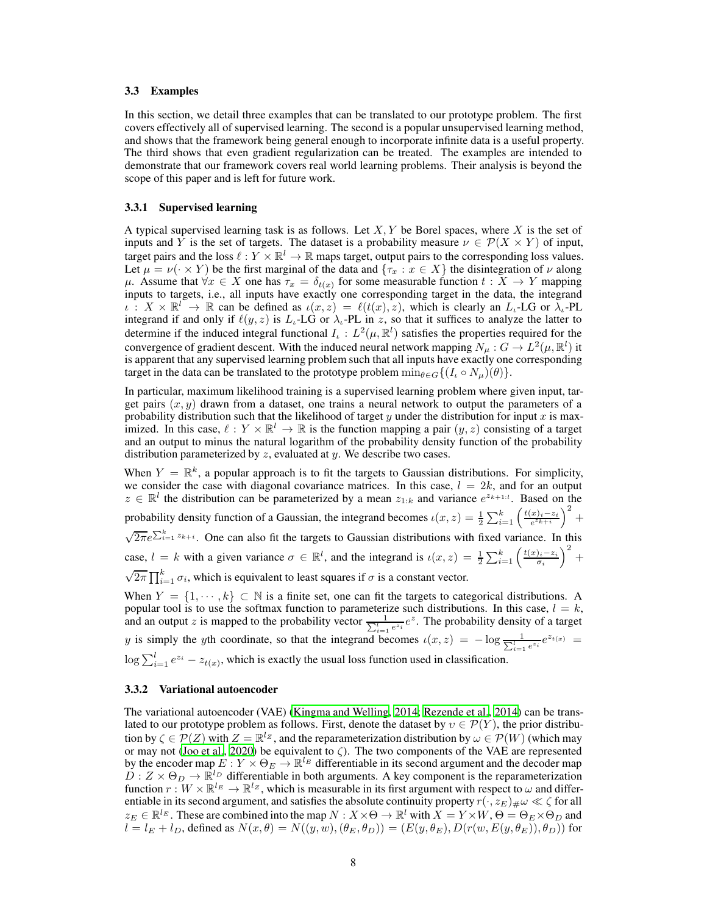### 3.3 Examples

In this section, we detail three examples that can be translated to our prototype problem. The first covers effectively all of supervised learning. The second is a popular unsupervised learning method, and shows that the framework being general enough to incorporate infinite data is a useful property. The third shows that even gradient regularization can be treated. The examples are intended to demonstrate that our framework covers real world learning problems. Their analysis is beyond the scope of this paper and is left for future work.

#### 3.3.1 Supervised learning

A typical supervised learning task is as follows. Let $X, Y$ be Borel spaces, where $X$ is the set of inputs and $Y$ is the set of targets. The dataset is a probability measure $\nu \in \mathcal{P}(X \times Y)$ of input, target pairs and the loss $\ell : Y \times \mathbb{R}^l \to \mathbb{R}$ maps target, output pairs to the corresponding loss values. Let $\mu = \nu(\cdot \times Y)$ be the first marginal of the data and $\{\tau_x : x \in X\}$ the disintegration of $\nu$ along $\mu$. Assume that $\forall x \in X$ one has $\tau_x = \delta_{t(x)}$ for some measurable function $t : X \to Y$ mapping inputs to targets, i.e., all inputs have exactly one corresponding target in the data, the integrand $\iota : X \times \mathbb{R}^l \to \mathbb{R}$ can be defined as $\iota(x, z) = \ell(t(x), z)$, which is clearly an $L_\iota$-LG or $\lambda_\iota$-PL integrand if and only if $\ell(y, z)$ is $L_\iota$-LG or $\lambda_\iota$-PL in $z$, so that it suffices to analyze the latter to determine if the induced integral functional $I_\iota : L^2(\mu, \mathbb{R}^l)$ satisfies the properties required for the convergence of gradient descent. With the induced neural network mapping $N_\mu : G \to L^2(\mu, \mathbb{R}^l)$ it is apparent that any supervised learning problem such that all inputs have exactly one corresponding target in the data can be translated to the prototype problem $\min_{\theta \in G}\{(I_\iota \circ N_\mu)(\theta)\}$.

In particular, maximum likelihood training is a supervised learning problem where given input, target pairs $(x, y)$ drawn from a dataset, one trains a neural network to output the parameters of a probability distribution such that the likelihood of target $y$ under the distribution for input $x$ is maximized. In this case, $\ell : Y \times \mathbb{R}^l \to \mathbb{R}$ is the function mapping a pair $(y, z)$ consisting of a target and an output to minus the natural logarithm of the probability density function of the probability distribution parameterized by $z$, evaluated at $y$. We describe two cases.

When $Y = \mathbb{R}^k$, a popular approach is to fit the targets to Gaussian distributions. For simplicity, we consider the case with diagonal covariance matrices. In this case, $l = 2k$, and for an output $z \in \mathbb{R}^l$ the distribution can be parameterized by a mean $z_{1:k}$ and variance $e^{z_{k+1:l}}$. Based on the probability density function of a Gaussian, the integrand becomes $\iota(x, z) = \frac{1}{2}\sum_{i=1}^{k}\left(\frac{t(x)_i - z_i}{e^{z_{k+i}}}\right)^2 + \sqrt{2\pi}e^{\sum_{i=1}^{k} z_{k+i}}$. One can also fit the targets to Gaussian distributions with fixed variance. In this case, $l = k$ with a given variance $\sigma \in \mathbb{R}^l$, and the integrand is $\iota(x, z) = \frac{1}{2}\sum_{i=1}^{k}\left(\frac{t(x)_i - z_i}{\sigma_i}\right)^2 + \sqrt{2\pi}\prod_{i=1}^{k}\sigma_i$, which is equivalent to least squares if $\sigma$ is a constant vector.

When $Y = \{1, \cdots, k\} \subset \mathbb{N}$ is a finite set, one can fit the targets to categorical distributions. A popular tool is to use the softmax function to parameterize such distributions. In this case, $l = k$, and an output $z$ is mapped to the probability vector $\frac{1}{\sum_{i=1}^{l} e^{z_i}}e^{z}$. The probability density of a target $y$ is simply the $y$th coordinate, so that the integrand becomes $\iota(x, z) = -\log\frac{1}{\sum_{i=1}^{l} e^{z_i}}e^{z_{t(x)}} = \log\sum_{i=1}^{l} e^{z_i} - z_{t(x)}$, which is exactly the usual loss function used in classification.

#### 3.3.2 Variational autoencoder

The variational autoencoder (VAE) (Kingma and Welling, 2014; Rezende et al., 2014) can be translated to our prototype problem as follows. First, denote the dataset by $\upsilon \in \mathcal{P}(Y)$, the prior distribution by $\zeta \in \mathcal{P}(Z)$ with $Z = \mathbb{R}^{l_Z}$, and the reparameterization distribution by $\omega \in \mathcal{P}(W)$ (which may or may not (Joo et al., 2020) be equivalent to $\zeta$). The two components of the VAE are represented by the encoder map $E : Y \times \Theta_E \to \mathbb{R}^{l_E}$ differentiable in its second argument and the decoder map $D : Z \times \Theta_D \to \mathbb{R}^{l_D}$ differentiable in both arguments. A key component is the reparameterization function $r : W \times \mathbb{R}^{l_E} \to \mathbb{R}^{l_Z}$, which is measurable in its first argument with respect to $\omega$ and differentiable in its second argument, and satisfies the absolute continuity property $r(\cdot, z_E)_{\#}\omega \ll \zeta$ for all $z_E \in \mathbb{R}^{l_E}$. These are combined into the map $N : X \times \Theta \to \mathbb{R}^l$ with $X = Y \times W$, $\Theta = \Theta_E \times \Theta_D$ and $l = l_E + l_D$, defined as $N(x, \theta) = N((y, w), (\theta_E, \theta_D)) = (E(y, \theta_E), D(r(w, E(y, \theta_E)), \theta_D))$ for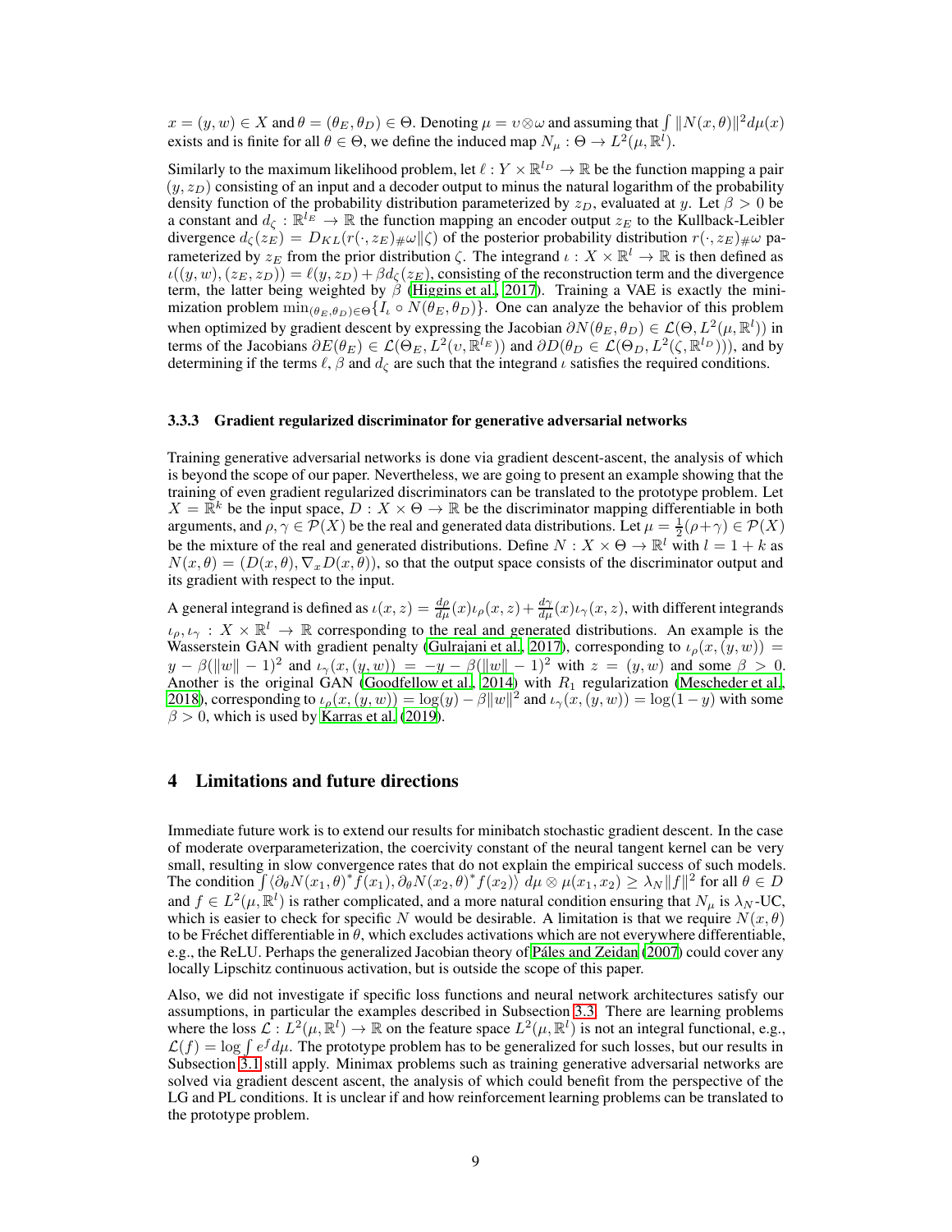$x = (y, w) \in X$ and $\theta = (\theta_E, \theta_D) \in \Theta$. Denoting $\mu = \upsilon \otimes \omega$ and assuming that $\int \|N(x, \theta)\|^2 d\mu(x)$ exists and is finite for all $\theta \in \Theta$, we define the induced map $N_\mu : \Theta \to L^2(\mu, \mathbb{R}^l)$.

Similarly to the maximum likelihood problem, let $\ell : Y \times \mathbb{R}^{l_D} \to \mathbb{R}$ be the function mapping a pair $(y, z_D)$ consisting of an input and a decoder output to minus the natural logarithm of the probability density function of the probability distribution parameterized by $z_D$, evaluated at $y$. Let $\beta > 0$ be a constant and $d_\zeta : \mathbb{R}^{l_E} \to \mathbb{R}$ the function mapping an encoder output $z_E$ to the Kullback-Leibler divergence $d_\zeta(z_E) = D_{KL}(r(\cdot, z_E)_{\#}\omega \| \zeta)$ of the posterior probability distribution $r(\cdot, z_E)_{\#}\omega$ parameterized by $z_E$ from the prior distribution $\zeta$. The integrand $\iota : X \times \mathbb{R}^l \to \mathbb{R}$ is then defined as $\iota((y, w), (z_E, z_D)) = \ell(y, z_D) + \beta d_\zeta(z_E)$, consisting of the reconstruction term and the divergence term, the latter being weighted by $\beta$ (Higgins et al., 2017). Training a VAE is exactly the minimization problem $\min_{(\theta_E, \theta_D) \in \Theta}\{I_\iota \circ N(\theta_E, \theta_D)\}$. One can analyze the behavior of this problem when optimized by gradient descent by expressing the Jacobian $\partial N(\theta_E, \theta_D) \in \mathcal{L}(\Theta, L^2(\mu, \mathbb{R}^l))$ in terms of the Jacobians $\partial E(\theta_E) \in \mathcal{L}(\Theta_E, L^2(\upsilon, \mathbb{R}^{l_E}))$ and $\partial D(\theta_D \in \mathcal{L}(\Theta_D, L^2(\zeta, \mathbb{R}^{l_D})))$, and by determining if the terms $\ell$, $\beta$ and $d_\zeta$ are such that the integrand $\iota$ satisfies the required conditions.

### 3.3.3 Gradient regularized discriminator for generative adversarial networks

Training generative adversarial networks is done via gradient descent-ascent, the analysis of which is beyond the scope of our paper. Nevertheless, we are going to present an example showing that the training of even gradient regularized discriminators can be translated to the prototype problem. Let $X = \mathbb{R}^k$ be the input space, $D : X \times \Theta \to \mathbb{R}$ be the discriminator mapping differentiable in both arguments, and $\rho, \gamma \in \mathcal{P}(X)$ be the real and generated data distributions. Let $\mu = \frac{1}{2}(\rho + \gamma) \in \mathcal{P}(X)$ be the mixture of the real and generated distributions. Define $N : X \times \Theta \to \mathbb{R}^l$ with $l = 1 + k$ as $N(x, \theta) = (D(x, \theta), \nabla_x D(x, \theta))$, so that the output space consists of the discriminator output and its gradient with respect to the input.

A general integrand is defined as $\iota(x, z) = \frac{d\rho}{d\mu}(x)\iota_\rho(x, z) + \frac{d\gamma}{d\mu}(x)\iota_\gamma(x, z)$, with different integrands $\iota_\rho, \iota_\gamma : X \times \mathbb{R}^l \to \mathbb{R}$ corresponding to the real and generated distributions. An example is the Wasserstein GAN with gradient penalty (Gulrajani et al., 2017), corresponding to $\iota_\rho(x, (y, w)) = y - \beta(\|w\| - 1)^2$ and $\iota_\gamma(x, (y, w)) = -y - \beta(\|w\| - 1)^2$ with $z = (y, w)$ and some $\beta > 0$. Another is the original GAN (Goodfellow et al., 2014) with $R_1$ regularization (Mescheder et al., 2018), corresponding to $\iota_\rho(x, (y, w)) = \log(y) - \beta\|w\|^2$ and $\iota_\gamma(x, (y, w)) = \log(1 - y)$ with some $\beta > 0$, which is used by Karras et al. (2019).

## 4 Limitations and future directions

Immediate future work is to extend our results for minibatch stochastic gradient descent. In the case of moderate overparameterization, the coercivity constant of the neural tangent kernel can be very small, resulting in slow convergence rates that do not explain the empirical success of such models. The condition $\int \langle \partial_\theta N(x_1, \theta)^* f(x_1), \partial_\theta N(x_2, \theta)^* f(x_2) \rangle \, d\mu \otimes \mu(x_1, x_2) \geq \lambda_N \|f\|^2$ for all $\theta \in D$ and $f \in L^2(\mu, \mathbb{R}^l)$ is rather complicated, and a more natural condition ensuring that $N_\mu$ is $\lambda_N$-UC, which is easier to check for specific $N$ would be desirable. A limitation is that we require $N(x, \theta)$ to be Fréchet differentiable in $\theta$, which excludes activations which are not everywhere differentiable, e.g., the ReLU. Perhaps the generalized Jacobian theory of Páles and Zeidan (2007) could cover any locally Lipschitz continuous activation, but is outside the scope of this paper.

Also, we did not investigate if specific loss functions and neural network architectures satisfy our assumptions, in particular the examples described in Subsection 3.3. There are learning problems where the loss $\mathcal{L} : L^2(\mu, \mathbb{R}^l) \to \mathbb{R}$ on the feature space $L^2(\mu, \mathbb{R}^l)$ is not an integral functional, e.g., $\mathcal{L}(f) = \log \int e^f d\mu$. The prototype problem has to be generalized for such losses, but our results in Subsection 3.1 still apply. Minimax problems such as training generative adversarial networks are solved via gradient descent ascent, the analysis of which could benefit from the perspective of the LG and PL conditions. It is unclear if and how reinforcement learning problems can be translated to the prototype problem.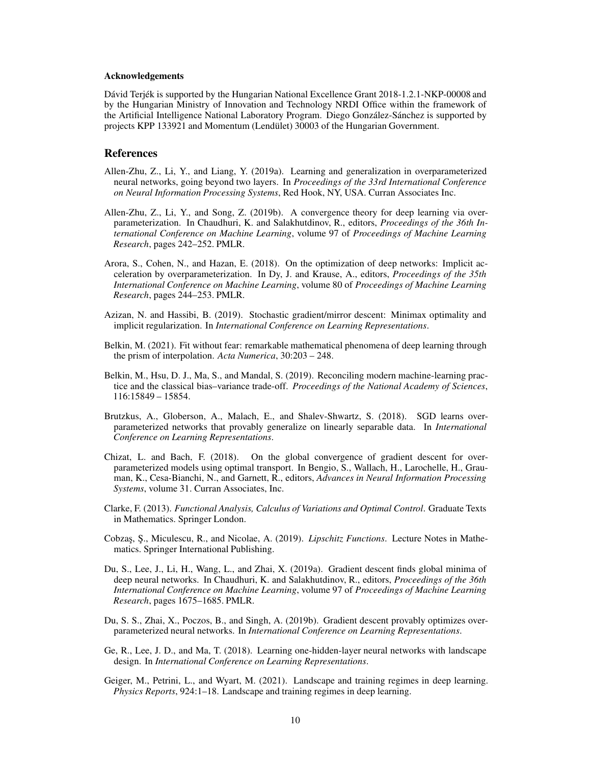**Acknowledgements**

Dávid Terjék is supported by the Hungarian National Excellence Grant 2018-1.2.1-NKP-00008 and by the Hungarian Ministry of Innovation and Technology NRDI Office within the framework of the Artificial Intelligence National Laboratory Program. Diego González-Sánchez is supported by projects KPP 133921 and Momentum (Lendület) 30003 of the Hungarian Government.

## References

Allen-Zhu, Z., Li, Y., and Liang, Y. (2019a). Learning and generalization in overparameterized neural networks, going beyond two layers. In *Proceedings of the 33rd International Conference on Neural Information Processing Systems*, Red Hook, NY, USA. Curran Associates Inc.

Allen-Zhu, Z., Li, Y., and Song, Z. (2019b). A convergence theory for deep learning via over-parameterization. In Chaudhuri, K. and Salakhutdinov, R., editors, *Proceedings of the 36th International Conference on Machine Learning*, volume 97 of *Proceedings of Machine Learning Research*, pages 242–252. PMLR.

Arora, S., Cohen, N., and Hazan, E. (2018). On the optimization of deep networks: Implicit acceleration by overparameterization. In Dy, J. and Krause, A., editors, *Proceedings of the 35th International Conference on Machine Learning*, volume 80 of *Proceedings of Machine Learning Research*, pages 244–253. PMLR.

Azizan, N. and Hassibi, B. (2019). Stochastic gradient/mirror descent: Minimax optimality and implicit regularization. In *International Conference on Learning Representations*.

Belkin, M. (2021). Fit without fear: remarkable mathematical phenomena of deep learning through the prism of interpolation. *Acta Numerica*, 30:203 – 248.

Belkin, M., Hsu, D. J., Ma, S., and Mandal, S. (2019). Reconciling modern machine-learning practice and the classical bias–variance trade-off. *Proceedings of the National Academy of Sciences*, 116:15849 – 15854.

Brutzkus, A., Globerson, A., Malach, E., and Shalev-Shwartz, S. (2018). SGD learns over-parameterized networks that provably generalize on linearly separable data. In *International Conference on Learning Representations*.

Chizat, L. and Bach, F. (2018). On the global convergence of gradient descent for over-parameterized models using optimal transport. In Bengio, S., Wallach, H., Larochelle, H., Grauman, K., Cesa-Bianchi, N., and Garnett, R., editors, *Advances in Neural Information Processing Systems*, volume 31. Curran Associates, Inc.

Clarke, F. (2013). *Functional Analysis, Calculus of Variations and Optimal Control*. Graduate Texts in Mathematics. Springer London.

Cobzaş, Ş., Miculescu, R., and Nicolae, A. (2019). *Lipschitz Functions*. Lecture Notes in Mathematics. Springer International Publishing.

Du, S., Lee, J., Li, H., Wang, L., and Zhai, X. (2019a). Gradient descent finds global minima of deep neural networks. In Chaudhuri, K. and Salakhutdinov, R., editors, *Proceedings of the 36th International Conference on Machine Learning*, volume 97 of *Proceedings of Machine Learning Research*, pages 1675–1685. PMLR.

Du, S. S., Zhai, X., Poczos, B., and Singh, A. (2019b). Gradient descent provably optimizes over-parameterized neural networks. In *International Conference on Learning Representations*.

Ge, R., Lee, J. D., and Ma, T. (2018). Learning one-hidden-layer neural networks with landscape design. In *International Conference on Learning Representations*.

Geiger, M., Petrini, L., and Wyart, M. (2021). Landscape and training regimes in deep learning. *Physics Reports*, 924:1–18. Landscape and training regimes in deep learning.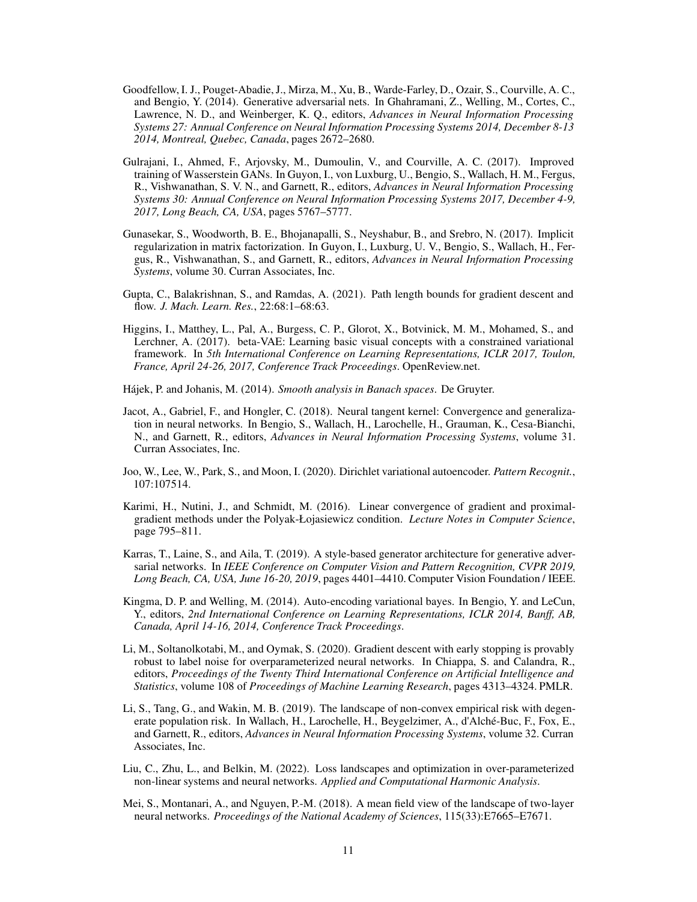Goodfellow, I. J., Pouget-Abadie, J., Mirza, M., Xu, B., Warde-Farley, D., Ozair, S., Courville, A. C., and Bengio, Y. (2014). Generative adversarial nets. In Ghahramani, Z., Welling, M., Cortes, C., Lawrence, N. D., and Weinberger, K. Q., editors, *Advances in Neural Information Processing Systems 27: Annual Conference on Neural Information Processing Systems 2014, December 8-13 2014, Montreal, Quebec, Canada*, pages 2672–2680.

Gulrajani, I., Ahmed, F., Arjovsky, M., Dumoulin, V., and Courville, A. C. (2017). Improved training of Wasserstein GANs. In Guyon, I., von Luxburg, U., Bengio, S., Wallach, H. M., Fergus, R., Vishwanathan, S. V. N., and Garnett, R., editors, *Advances in Neural Information Processing Systems 30: Annual Conference on Neural Information Processing Systems 2017, December 4-9, 2017, Long Beach, CA, USA*, pages 5767–5777.

Gunasekar, S., Woodworth, B. E., Bhojanapalli, S., Neyshabur, B., and Srebro, N. (2017). Implicit regularization in matrix factorization. In Guyon, I., Luxburg, U. V., Bengio, S., Wallach, H., Fergus, R., Vishwanathan, S., and Garnett, R., editors, *Advances in Neural Information Processing Systems*, volume 30. Curran Associates, Inc.

Gupta, C., Balakrishnan, S., and Ramdas, A. (2021). Path length bounds for gradient descent and flow. *J. Mach. Learn. Res.*, 22:68:1–68:63.

Higgins, I., Matthey, L., Pal, A., Burgess, C. P., Glorot, X., Botvinick, M. M., Mohamed, S., and Lerchner, A. (2017). beta-VAE: Learning basic visual concepts with a constrained variational framework. In *5th International Conference on Learning Representations, ICLR 2017, Toulon, France, April 24-26, 2017, Conference Track Proceedings*. OpenReview.net.

Hájek, P. and Johanis, M. (2014). *Smooth analysis in Banach spaces*. De Gruyter.

Jacot, A., Gabriel, F., and Hongler, C. (2018). Neural tangent kernel: Convergence and generalization in neural networks. In Bengio, S., Wallach, H., Larochelle, H., Grauman, K., Cesa-Bianchi, N., and Garnett, R., editors, *Advances in Neural Information Processing Systems*, volume 31. Curran Associates, Inc.

Joo, W., Lee, W., Park, S., and Moon, I. (2020). Dirichlet variational autoencoder. *Pattern Recognit.*, 107:107514.

Karimi, H., Nutini, J., and Schmidt, M. (2016). Linear convergence of gradient and proximal-gradient methods under the Polyak-Łojasiewicz condition. *Lecture Notes in Computer Science*, page 795–811.

Karras, T., Laine, S., and Aila, T. (2019). A style-based generator architecture for generative adversarial networks. In *IEEE Conference on Computer Vision and Pattern Recognition, CVPR 2019, Long Beach, CA, USA, June 16-20, 2019*, pages 4401–4410. Computer Vision Foundation / IEEE.

Kingma, D. P. and Welling, M. (2014). Auto-encoding variational bayes. In Bengio, Y. and LeCun, Y., editors, *2nd International Conference on Learning Representations, ICLR 2014, Banff, AB, Canada, April 14-16, 2014, Conference Track Proceedings*.

Li, M., Soltanolkotabi, M., and Oymak, S. (2020). Gradient descent with early stopping is provably robust to label noise for overparameterized neural networks. In Chiappa, S. and Calandra, R., editors, *Proceedings of the Twenty Third International Conference on Artificial Intelligence and Statistics*, volume 108 of *Proceedings of Machine Learning Research*, pages 4313–4324. PMLR.

Li, S., Tang, G., and Wakin, M. B. (2019). The landscape of non-convex empirical risk with degenerate population risk. In Wallach, H., Larochelle, H., Beygelzimer, A., d'Alché-Buc, F., Fox, E., and Garnett, R., editors, *Advances in Neural Information Processing Systems*, volume 32. Curran Associates, Inc.

Liu, C., Zhu, L., and Belkin, M. (2022). Loss landscapes and optimization in over-parameterized non-linear systems and neural networks. *Applied and Computational Harmonic Analysis*.

Mei, S., Montanari, A., and Nguyen, P.-M. (2018). A mean field view of the landscape of two-layer neural networks. *Proceedings of the National Academy of Sciences*, 115(33):E7665–E7671.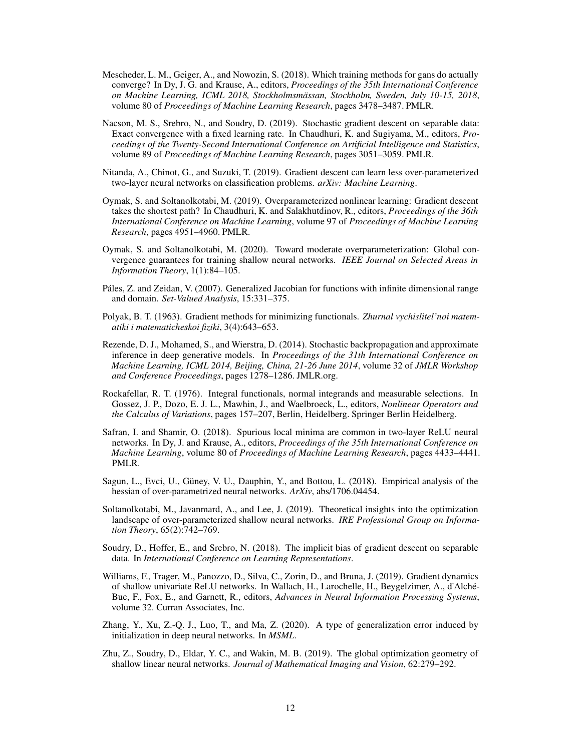Mescheder, L. M., Geiger, A., and Nowozin, S. (2018). Which training methods for gans do actually converge? In Dy, J. G. and Krause, A., editors, *Proceedings of the 35th International Conference on Machine Learning, ICML 2018, Stockholmsmässan, Stockholm, Sweden, July 10-15, 2018*, volume 80 of *Proceedings of Machine Learning Research*, pages 3478–3487. PMLR.

Nacson, M. S., Srebro, N., and Soudry, D. (2019). Stochastic gradient descent on separable data: Exact convergence with a fixed learning rate. In Chaudhuri, K. and Sugiyama, M., editors, *Proceedings of the Twenty-Second International Conference on Artificial Intelligence and Statistics*, volume 89 of *Proceedings of Machine Learning Research*, pages 3051–3059. PMLR.

Nitanda, A., Chinot, G., and Suzuki, T. (2019). Gradient descent can learn less over-parameterized two-layer neural networks on classification problems. *arXiv: Machine Learning*.

Oymak, S. and Soltanolkotabi, M. (2019). Overparameterized nonlinear learning: Gradient descent takes the shortest path? In Chaudhuri, K. and Salakhutdinov, R., editors, *Proceedings of the 36th International Conference on Machine Learning*, volume 97 of *Proceedings of Machine Learning Research*, pages 4951–4960. PMLR.

Oymak, S. and Soltanolkotabi, M. (2020). Toward moderate overparameterization: Global convergence guarantees for training shallow neural networks. *IEEE Journal on Selected Areas in Information Theory*, 1(1):84–105.

Páles, Z. and Zeidan, V. (2007). Generalized Jacobian for functions with infinite dimensional range and domain. *Set-Valued Analysis*, 15:331–375.

Polyak, B. T. (1963). Gradient methods for minimizing functionals. *Zhurnal vychislitel'noi matematiki i matematicheskoi fiziki*, 3(4):643–653.

Rezende, D. J., Mohamed, S., and Wierstra, D. (2014). Stochastic backpropagation and approximate inference in deep generative models. In *Proceedings of the 31th International Conference on Machine Learning, ICML 2014, Beijing, China, 21-26 June 2014*, volume 32 of *JMLR Workshop and Conference Proceedings*, pages 1278–1286. JMLR.org.

Rockafellar, R. T. (1976). Integral functionals, normal integrands and measurable selections. In Gossez, J. P., Dozo, E. J. L., Mawhin, J., and Waelbroeck, L., editors, *Nonlinear Operators and the Calculus of Variations*, pages 157–207, Berlin, Heidelberg. Springer Berlin Heidelberg.

Safran, I. and Shamir, O. (2018). Spurious local minima are common in two-layer ReLU neural networks. In Dy, J. and Krause, A., editors, *Proceedings of the 35th International Conference on Machine Learning*, volume 80 of *Proceedings of Machine Learning Research*, pages 4433–4441. PMLR.

Sagun, L., Evci, U., Güney, V. U., Dauphin, Y., and Bottou, L. (2018). Empirical analysis of the hessian of over-parametrized neural networks. *ArXiv*, abs/1706.04454.

Soltanolkotabi, M., Javanmard, A., and Lee, J. (2019). Theoretical insights into the optimization landscape of over-parameterized shallow neural networks. *IRE Professional Group on Information Theory*, 65(2):742–769.

Soudry, D., Hoffer, E., and Srebro, N. (2018). The implicit bias of gradient descent on separable data. In *International Conference on Learning Representations*.

Williams, F., Trager, M., Panozzo, D., Silva, C., Zorin, D., and Bruna, J. (2019). Gradient dynamics of shallow univariate ReLU networks. In Wallach, H., Larochelle, H., Beygelzimer, A., d'Alché-Buc, F., Fox, E., and Garnett, R., editors, *Advances in Neural Information Processing Systems*, volume 32. Curran Associates, Inc.

Zhang, Y., Xu, Z.-Q. J., Luo, T., and Ma, Z. (2020). A type of generalization error induced by initialization in deep neural networks. In *MSML*.

Zhu, Z., Soudry, D., Eldar, Y. C., and Wakin, M. B. (2019). The global optimization geometry of shallow linear neural networks. *Journal of Mathematical Imaging and Vision*, 62:279–292.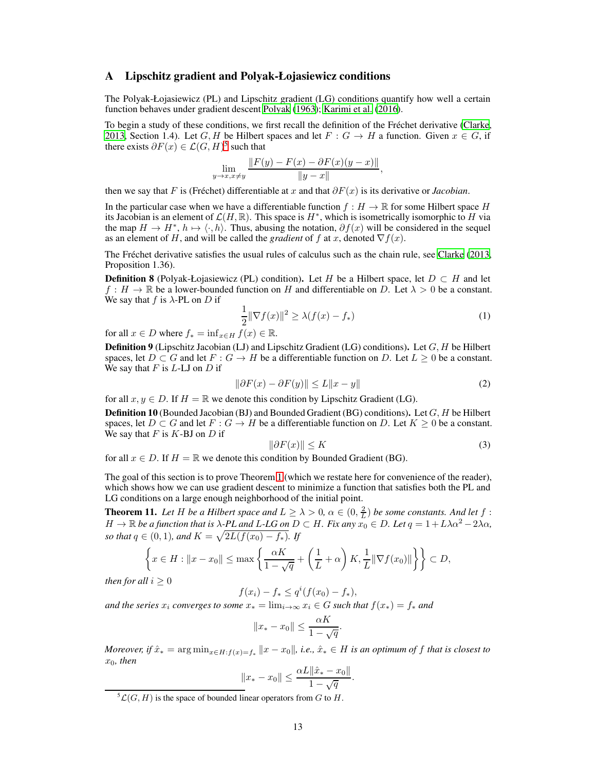## A Lipschitz gradient and Polyak-Łojasiewicz conditions

The Polyak-Łojasiewicz (PL) and Lipschitz gradient (LG) conditions quantify how well a certain function behaves under gradient descent Polyak (1963); Karimi et al. (2016).

To begin a study of these conditions, we first recall the definition of the Fréchet derivative (Clarke, 2013, Section 1.4). Let $G, H$ be Hilbert spaces and let $F : G \to H$ a function. Given $x \in G$, if there exists $\partial F(x) \in \mathcal{L}(G, H)$[5] such that

$$\lim_{y \to x, x \neq y} \frac{\|F(y) - F(x) - \partial F(x)(y - x)\|}{\|y - x\|},$$

then we say that $F$ is (Fréchet) differentiable at $x$ and that $\partial F(x)$ is its derivative or *Jacobian*.

In the particular case when we have a differentiable function $f : H \to \mathbb{R}$ for some Hilbert space $H$ its Jacobian is an element of $\mathcal{L}(H, \mathbb{R})$. This space is $H^*$, which is isometrically isomorphic to $H$ via the map $H \to H^*$, $h \mapsto \langle \cdot, h \rangle$. Thus, abusing the notation, $\partial f(x)$ will be considered in the sequel as an element of $H$, and will be called the *gradient* of $f$ at $x$, denoted $\nabla f(x)$.

The Fréchet derivative satisfies the usual rules of calculus such as the chain rule, see Clarke (2013, Proposition 1.36).

**Definition 8** (Polyak-Łojasiewicz (PL) condition)**.** Let $H$ be a Hilbert space, let $D \subset H$ and let $f : H \to \mathbb{R}$ be a lower-bounded function on $H$ and differentiable on $D$. Let $\lambda > 0$ be a constant. We say that $f$ is $\lambda$-PL on $D$ if

$$\frac{1}{2}\|\nabla f(x)\|^2 \geq \lambda(f(x) - f_*) \tag{1}$$

for all $x \in D$ where $f_* = \inf_{x \in H} f(x) \in \mathbb{R}$.

**Definition 9** (Lipschitz Jacobian (LJ) and Lipschitz Gradient (LG) conditions)**.** Let $G, H$ be Hilbert spaces, let $D \subset G$ and let $F : G \to H$ be a differentiable function on $D$. Let $L \geq 0$ be a constant. We say that $F$ is $L$-LJ on $D$ if

$$\|\partial F(x) - \partial F(y)\| \leq L\|x - y\| \tag{2}$$

for all $x, y \in D$. If $H = \mathbb{R}$ we denote this condition by Lipschitz Gradient (LG).

**Definition 10** (Bounded Jacobian (BJ) and Bounded Gradient (BG) conditions)**.** Let $G, H$ be Hilbert spaces, let $D \subset G$ and let $F : G \to H$ be a differentiable function on $D$. Let $K \geq 0$ be a constant. We say that $F$ is $K$-BJ on $D$ if

$$\|\partial F(x)\| \leq K \tag{3}$$

for all $x \in D$. If $H = \mathbb{R}$ we denote this condition by Bounded Gradient (BG).

The goal of this section is to prove Theorem 1 (which we restate here for convenience of the reader), which shows how we can use gradient descent to minimize a function that satisfies both the PL and LG conditions on a large enough neighborhood of the initial point.

**Theorem 11.** *Let $H$ be a Hilbert space and $L \geq \lambda > 0$, $\alpha \in (0, \frac{2}{L})$ be some constants. And let $f : H \to \mathbb{R}$ be a function that is $\lambda$-PL and $L$-LG on $D \subset H$. Fix any $x_0 \in D$. Let $q = 1 + L\lambda\alpha^2 - 2\lambda\alpha$, so that $q \in (0, 1)$, and $K = \sqrt{2L(f(x_0) - f_*)}$. If*

$$\left\{ x \in H : \|x - x_0\| \leq \max\left\{ \frac{\alpha K}{1 - \sqrt{q}} + \left(\frac{1}{L} + \alpha\right) K, \frac{1}{L}\|\nabla f(x_0)\| \right\} \right\} \subset D,$$

*then for all $i \geq 0$*

$$f(x_i) - f_* \leq q^i(f(x_0) - f_*),$$

*and the series $x_i$ converges to some $x_* = \lim_{i \to \infty} x_i \in G$ such that $f(x_*) = f_*$ and*

$$\|x_* - x_0\| \leq \frac{\alpha K}{1 - \sqrt{q}}.$$

*Moreover, if $\hat{x}_* = \arg\min_{x \in H : f(x) = f_*} \|x - x_0\|$, i.e., $\hat{x}_* \in H$ is an optimum of $f$ that is closest to $x_0$, then*

$$\|x_* - x_0\| \leq \frac{\alpha L \|\hat{x}_* - x_0\|}{1 - \sqrt{q}}.$$

---

[5] $\mathcal{L}(G, H)$ is the space of bounded linear operators from $G$ to $H$.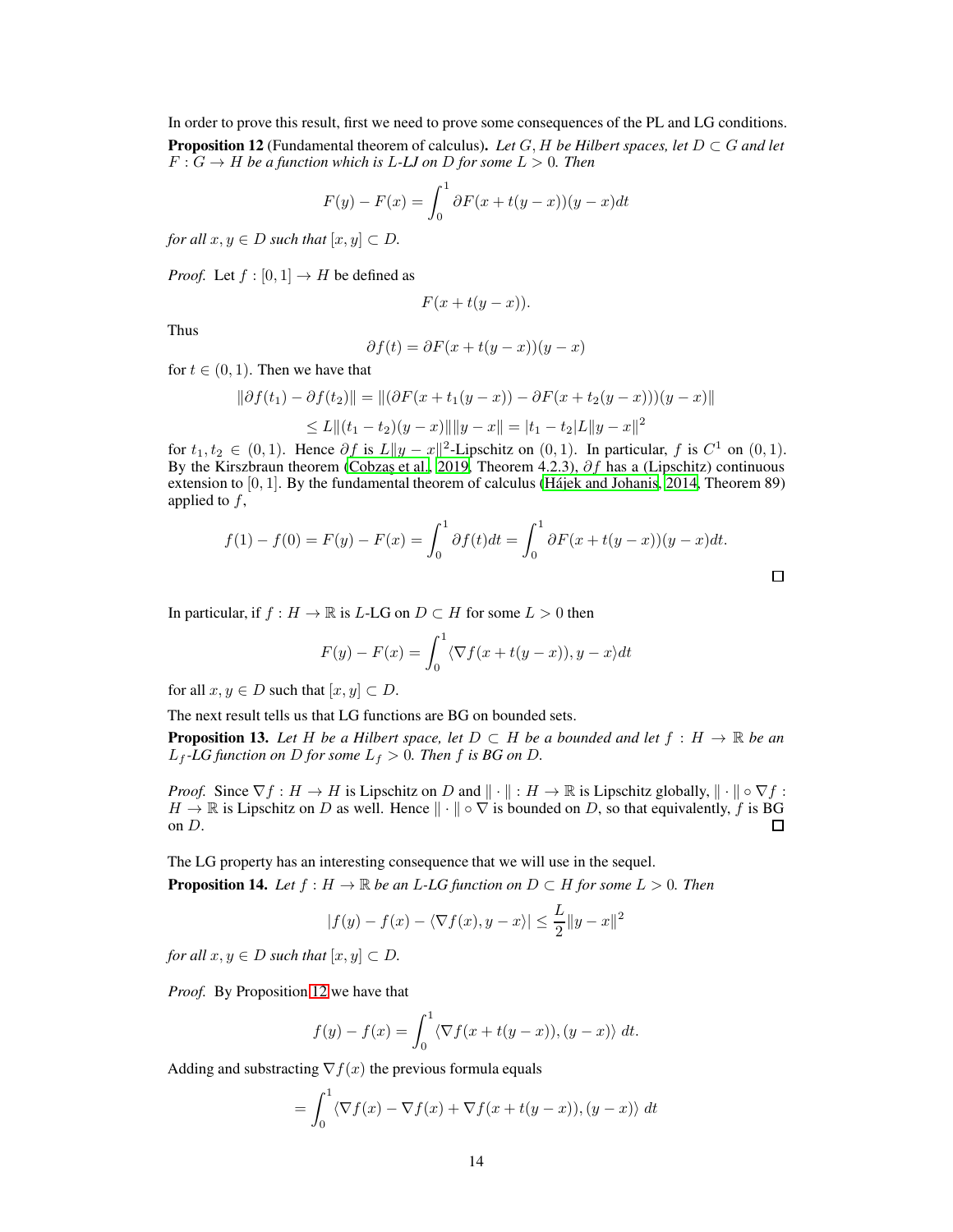In order to prove this result, first we need to prove some consequences of the PL and LG conditions.

**Proposition 12** (Fundamental theorem of calculus)**.** *Let $G, H$ be Hilbert spaces, let $D \subset G$ and let $F : G \to H$ be a function which is $L$-LJ on $D$ for some $L > 0$. Then*

$$F(y) - F(x) = \int_0^1 \partial F(x + t(y-x))(y-x)dt$$

*for all $x, y \in D$ such that $[x, y] \subset D$.*

*Proof.* Let $f : [0, 1] \to H$ be defined as

$$F(x + t(y - x)).$$

Thus

$$\partial f(t) = \partial F(x + t(y - x))(y - x)$$

for $t \in (0, 1)$. Then we have that

$$\begin{aligned}\|\partial f(t_1) - \partial f(t_2)\| &= \|(\partial F(x + t_1(y - x)) - \partial F(x + t_2(y - x)))(y - x)\| \\ &\leq L\|(t_1 - t_2)(y - x)\|\|y - x\| = |t_1 - t_2|L\|y - x\|^2\end{aligned}$$

for $t_1, t_2 \in (0, 1)$. Hence $\partial f$ is $L\|y - x\|^2$-Lipschitz on $(0, 1)$. In particular, $f$ is $C^1$ on $(0, 1)$. By the Kirszbraun theorem (Cobzaş et al., 2019, Theorem 4.2.3), $\partial f$ has a (Lipschitz) continuous extension to $[0, 1]$. By the fundamental theorem of calculus (Hájek and Johanis, 2014, Theorem 89) applied to $f$,

$$f(1) - f(0) = F(y) - F(x) = \int_0^1 \partial f(t)dt = \int_0^1 \partial F(x + t(y - x))(y - x)dt.$$

□

In particular, if $f : H \to \mathbb{R}$ is $L$-LG on $D \subset H$ for some $L > 0$ then

$$F(y) - F(x) = \int_0^1 \langle \nabla f(x + t(y - x)), y - x\rangle dt$$

for all $x, y \in D$ such that $[x, y] \subset D$.

The next result tells us that LG functions are BG on bounded sets.

**Proposition 13.** *Let $H$ be a Hilbert space, let $D \subset H$ be a bounded and let $f : H \to \mathbb{R}$ be an $L_f$-LG function on $D$ for some $L_f > 0$. Then $f$ is BG on $D$.*

*Proof.* Since $\nabla f : H \to H$ is Lipschitz on $D$ and $\|\cdot\| : H \to \mathbb{R}$ is Lipschitz globally, $\|\cdot\| \circ \nabla f : H \to \mathbb{R}$ is Lipschitz on $D$ as well. Hence $\|\cdot\| \circ \nabla$ is bounded on $D$, so that equivalently, $f$ is BG on $D$. □

The LG property has an interesting consequence that we will use in the sequel.

**Proposition 14.** *Let $f : H \to \mathbb{R}$ be an $L$-LG function on $D \subset H$ for some $L > 0$. Then*

$$|f(y) - f(x) - \langle \nabla f(x), y - x\rangle| \leq \frac{L}{2}\|y - x\|^2$$

*for all $x, y \in D$ such that $[x, y] \subset D$.*

*Proof.* By Proposition 12 we have that

$$f(y) - f(x) = \int_0^1 \langle \nabla f(x + t(y - x)), (y - x)\rangle \, dt.$$

Adding and substracting $\nabla f(x)$ the previous formula equals

$$= \int_0^1 \langle \nabla f(x) - \nabla f(x) + \nabla f(x + t(y - x)), (y - x)\rangle \, dt$$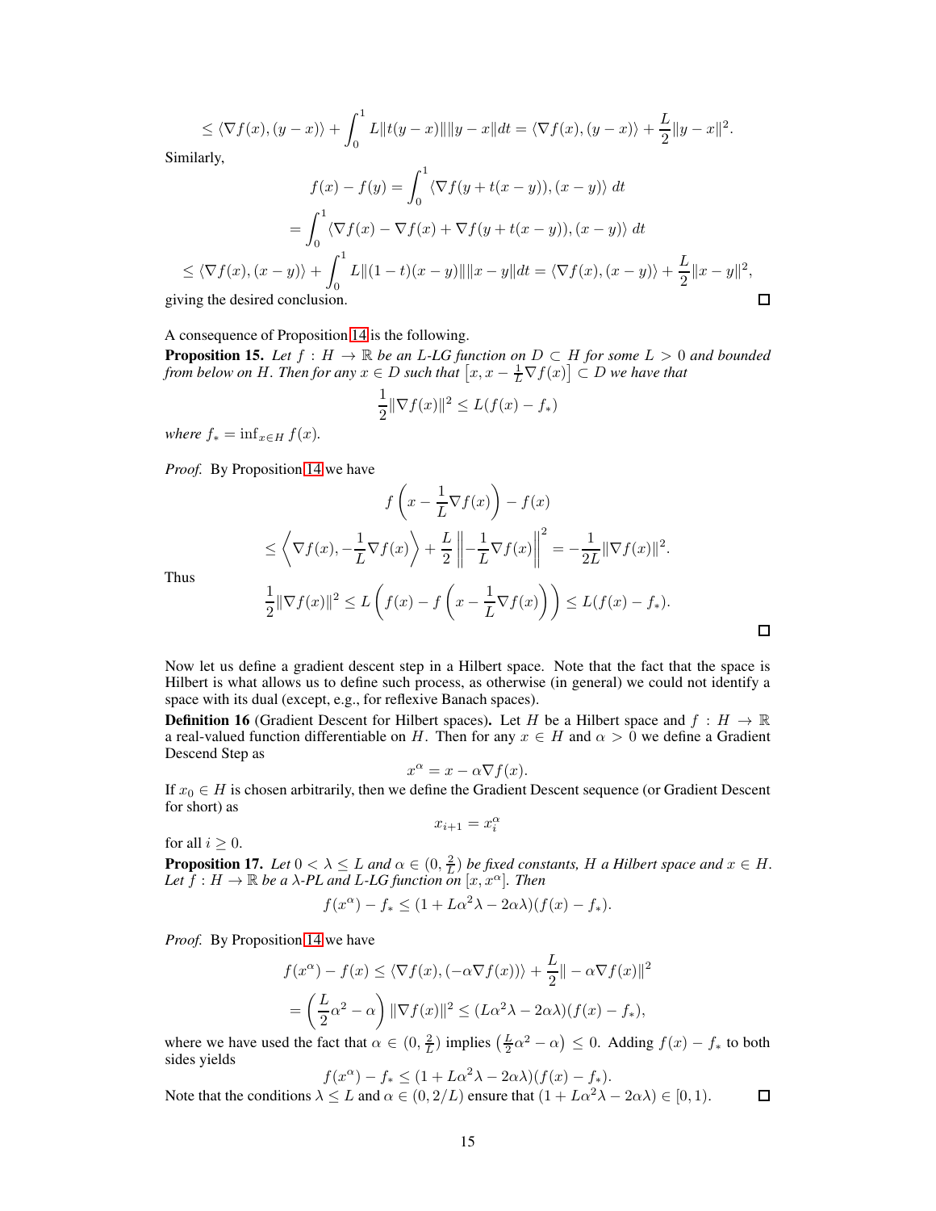$$\leq \langle \nabla f(x), (y-x) \rangle + \int_0^1 L\|t(y-x)\|\|y-x\|dt = \langle \nabla f(x), (y-x) \rangle + \frac{L}{2}\|y-x\|^2.$$

Similarly,

$$f(x) - f(y) = \int_0^1 \langle \nabla f(y + t(x-y)), (x-y) \rangle \, dt$$

$$= \int_0^1 \langle \nabla f(x) - \nabla f(x) + \nabla f(y + t(x-y)), (x-y) \rangle \, dt$$

$$\leq \langle \nabla f(x), (x-y) \rangle + \int_0^1 L\|(1-t)(x-y)\|\|x-y\|dt = \langle \nabla f(x), (x-y) \rangle + \frac{L}{2}\|x-y\|^2,$$

giving the desired conclusion. ∎

A consequence of Proposition 14 is the following.

**Proposition 15.** *Let $f : H \to \mathbb{R}$ be an $L$-LG function on $D \subset H$ for some $L > 0$ and bounded from below on $H$. Then for any $x \in D$ such that $\left[x, x - \frac{1}{L}\nabla f(x)\right] \subset D$ we have that*

$$\frac{1}{2}\|\nabla f(x)\|^2 \leq L(f(x) - f_*)$$

*where $f_* = \inf_{x \in H} f(x)$.*

*Proof.* By Proposition 14 we have

$$f\left(x - \frac{1}{L}\nabla f(x)\right) - f(x)$$

$$\leq \left\langle \nabla f(x), -\frac{1}{L}\nabla f(x) \right\rangle + \frac{L}{2}\left\| -\frac{1}{L}\nabla f(x) \right\|^2 = -\frac{1}{2L}\|\nabla f(x)\|^2.$$

Thus

$$\frac{1}{2}\|\nabla f(x)\|^2 \leq L\left(f(x) - f\left(x - \frac{1}{L}\nabla f(x)\right)\right) \leq L(f(x) - f_*).$$

∎

Now let us define a gradient descent step in a Hilbert space. Note that the fact that the space is Hilbert is what allows us to define such process, as otherwise (in general) we could not identify a space with its dual (except, e.g., for reflexive Banach spaces).

**Definition 16** (Gradient Descent for Hilbert spaces)**.** Let $H$ be a Hilbert space and $f : H \to \mathbb{R}$ a real-valued function differentiable on $H$. Then for any $x \in H$ and $\alpha > 0$ we define a Gradient Descend Step as

$$x^\alpha = x - \alpha \nabla f(x).$$

If $x_0 \in H$ is chosen arbitrarily, then we define the Gradient Descent sequence (or Gradient Descent for short) as

$$x_{i+1} = x_i^\alpha$$

for all $i \geq 0$.

**Proposition 17.** *Let $0 < \lambda \leq L$ and $\alpha \in (0, \frac{2}{L})$ be fixed constants, $H$ a Hilbert space and $x \in H$. Let $f : H \to \mathbb{R}$ be a $\lambda$-PL and $L$-LG function on $[x, x^\alpha]$. Then*

$$f(x^\alpha) - f_* \leq (1 + L\alpha^2\lambda - 2\alpha\lambda)(f(x) - f_*).$$

*Proof.* By Proposition 14 we have

$$f(x^\alpha) - f(x) \leq \langle \nabla f(x), (-\alpha \nabla f(x)) \rangle + \frac{L}{2}\| - \alpha \nabla f(x)\|^2$$

$$= \left(\frac{L}{2}\alpha^2 - \alpha\right)\|\nabla f(x)\|^2 \leq (L\alpha^2\lambda - 2\alpha\lambda)(f(x) - f_*),$$

where we have used the fact that $\alpha \in (0, \frac{2}{L})$ implies $\left(\frac{L}{2}\alpha^2 - \alpha\right) \leq 0$. Adding $f(x) - f_*$ to both sides yields

$$f(x^\alpha) - f_* \leq (1 + L\alpha^2\lambda - 2\alpha\lambda)(f(x) - f_*).$$

Note that the conditions $\lambda \leq L$ and $\alpha \in (0, 2/L)$ ensure that $(1 + L\alpha^2\lambda - 2\alpha\lambda) \in [0, 1)$. ∎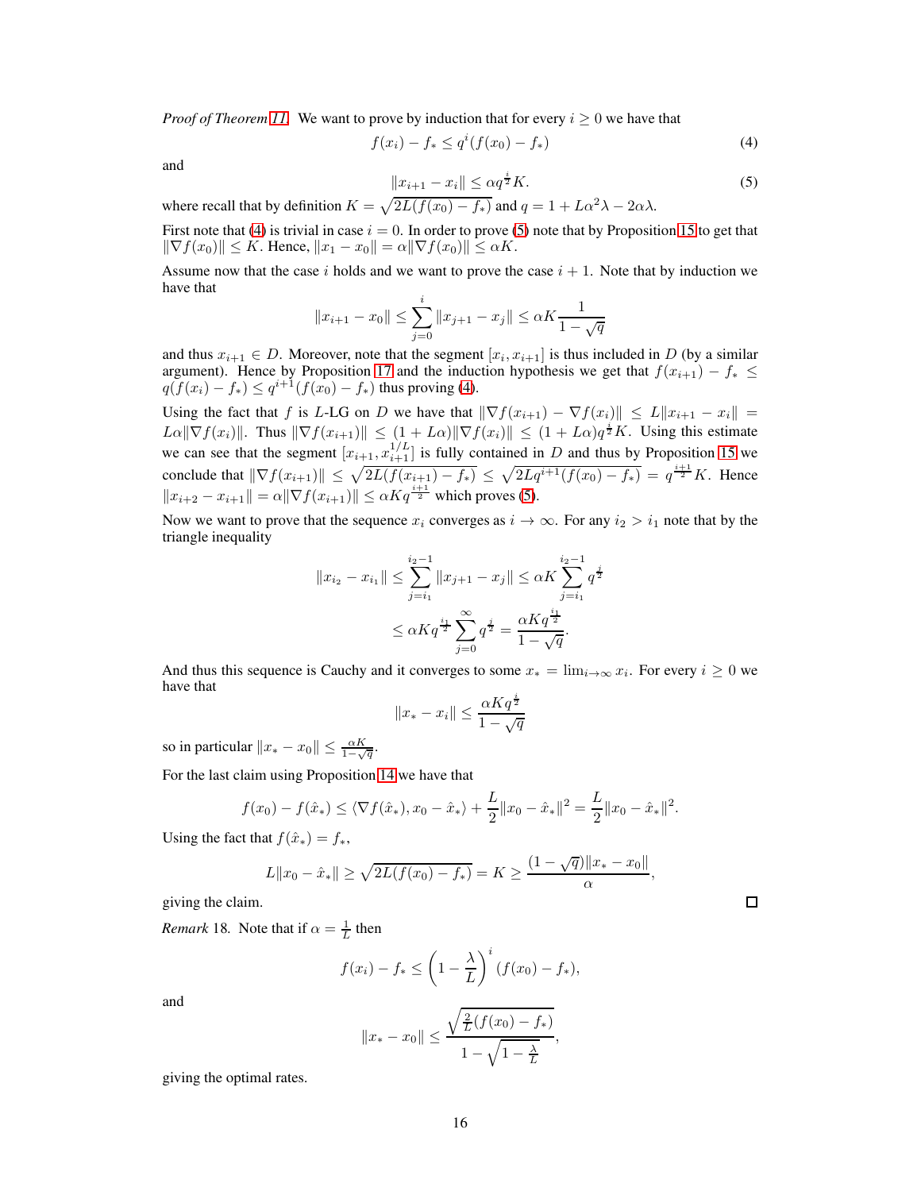*Proof of Theorem 11.* We want to prove by induction that for every $i \geq 0$ we have that

$$f(x_i) - f_* \leq q^i (f(x_0) - f_*) \tag{4}$$

and

$$\|x_{i+1} - x_i\| \leq \alpha q^{\frac{i}{2}} K. \tag{5}$$

where recall that by definition $K = \sqrt{2L(f(x_0) - f_*)}$ and $q = 1 + L\alpha^2\lambda - 2\alpha\lambda$.

First note that (4) is trivial in case $i = 0$. In order to prove (5) note that by Proposition 15 to get that $\|\nabla f(x_0)\| \leq K$. Hence, $\|x_1 - x_0\| = \alpha\|\nabla f(x_0)\| \leq \alpha K$.

Assume now that the case $i$ holds and we want to prove the case $i + 1$. Note that by induction we have that

$$\|x_{i+1} - x_0\| \leq \sum_{j=0}^{i} \|x_{j+1} - x_j\| \leq \alpha K \frac{1}{1 - \sqrt{q}}$$

and thus $x_{i+1} \in D$. Moreover, note that the segment $[x_i, x_{i+1}]$ is thus included in $D$ (by a similar argument). Hence by Proposition 17 and the induction hypothesis we get that $f(x_{i+1}) - f_* \leq q(f(x_i) - f_*) \leq q^{i+1}(f(x_0) - f_*)$ thus proving (4).

Using the fact that $f$ is $L$-LG on $D$ we have that $\|\nabla f(x_{i+1}) - \nabla f(x_i)\| \leq L\|x_{i+1} - x_i\| = L\alpha\|\nabla f(x_i)\|$. Thus $\|\nabla f(x_{i+1})\| \leq (1 + L\alpha)\|\nabla f(x_i)\| \leq (1 + L\alpha)q^{\frac{i}{2}}K$. Using this estimate we can see that the segment $[x_{i+1}, x_{i+1}^{1/L}]$ is fully contained in $D$ and thus by Proposition 15 we conclude that $\|\nabla f(x_{i+1})\| \leq \sqrt{2L(f(x_{i+1}) - f_*)} \leq \sqrt{2Lq^{i+1}(f(x_0) - f_*)} = q^{\frac{i+1}{2}}K$. Hence $\|x_{i+2} - x_{i+1}\| = \alpha\|\nabla f(x_{i+1})\| \leq \alpha K q^{\frac{i+1}{2}}$ which proves (5).

Now we want to prove that the sequence $x_i$ converges as $i \to \infty$. For any $i_2 > i_1$ note that by the triangle inequality

$$\|x_{i_2} - x_{i_1}\| \leq \sum_{j=i_1}^{i_2 - 1} \|x_{j+1} - x_j\| \leq \alpha K \sum_{j=i_1}^{i_2-1} q^{\frac{j}{2}}$$

$$\leq \alpha K q^{\frac{i_1}{2}} \sum_{j=0}^{\infty} q^{\frac{j}{2}} = \frac{\alpha K q^{\frac{i_1}{2}}}{1 - \sqrt{q}}.$$

And thus this sequence is Cauchy and it converges to some $x_* = \lim_{i\to\infty} x_i$. For every $i \geq 0$ we have that

$$\|x_* - x_i\| \leq \frac{\alpha K q^{\frac{i}{2}}}{1 - \sqrt{q}}$$

so in particular $\|x_* - x_0\| \leq \frac{\alpha K}{1 - \sqrt{q}}$.

For the last claim using Proposition 14 we have that

$$f(x_0) - f(\hat{x}_*) \leq \langle \nabla f(\hat{x}_*), x_0 - \hat{x}_* \rangle + \frac{L}{2}\|x_0 - \hat{x}_*\|^2 = \frac{L}{2}\|x_0 - \hat{x}_*\|^2.$$

Using the fact that $f(\hat{x}_*) = f_*$,

$$L\|x_0 - \hat{x}_*\| \geq \sqrt{2L(f(x_0) - f_*)} = K \geq \frac{(1 - \sqrt{q})\|x_* - x_0\|}{\alpha},$$

giving the claim. ∎

*Remark* 18. Note that if $\alpha = \frac{1}{L}$ then

$$f(x_i) - f_* \leq \left(1 - \frac{\lambda}{L}\right)^i (f(x_0) - f_*),$$

and

$$\|x_* - x_0\| \leq \frac{\sqrt{\frac{2}{L}(f(x_0) - f_*)}}{1 - \sqrt{1 - \frac{\lambda}{L}}},$$

giving the optimal rates.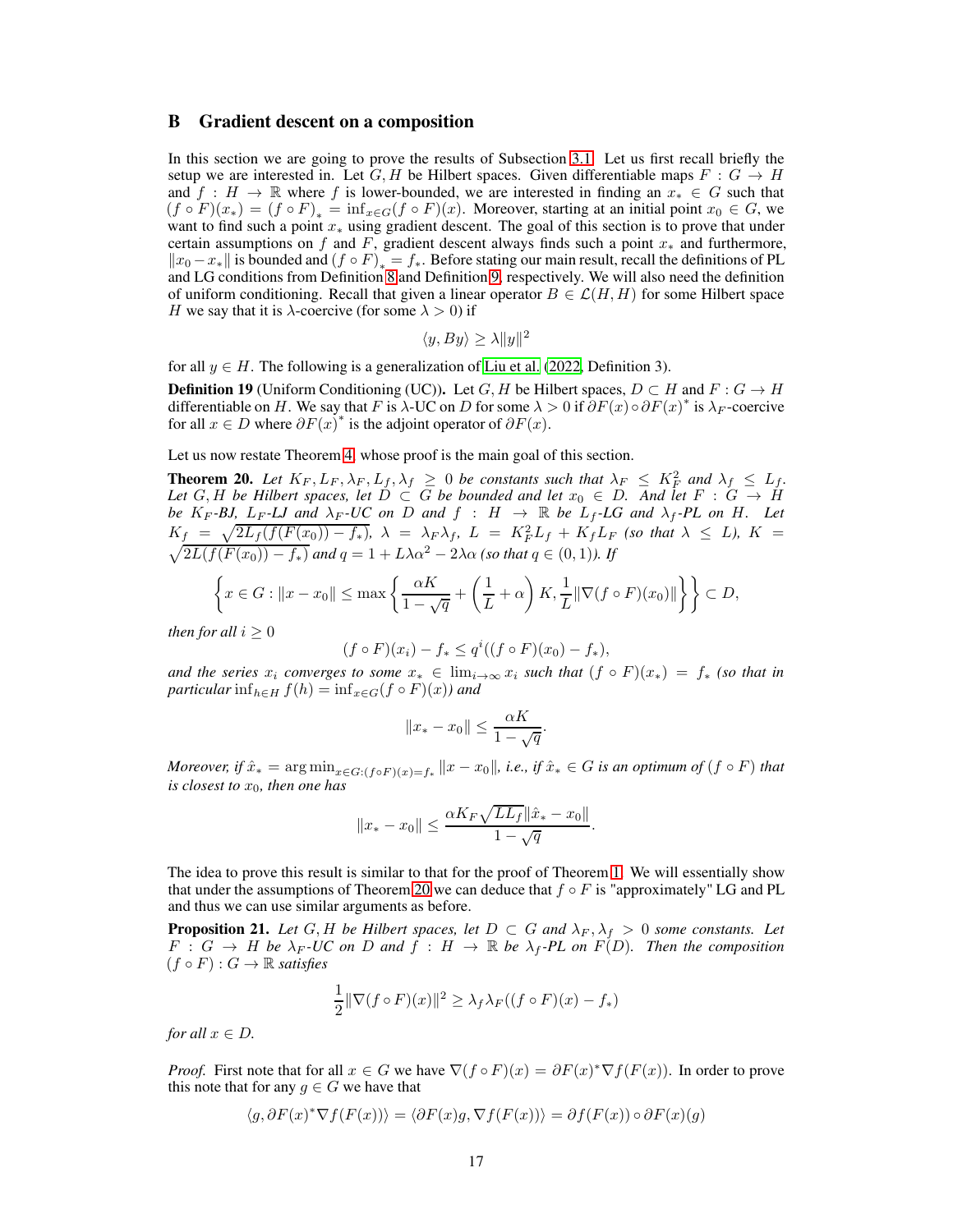## B Gradient descent on a composition

In this section we are going to prove the results of Subsection 3.1. Let us first recall briefly the setup we are interested in. Let $G, H$ be Hilbert spaces. Given differentiable maps $F : G \to H$ and $f : H \to \mathbb{R}$ where $f$ is lower-bounded, we are interested in finding an $x_* \in G$ such that $(f \circ F)(x_*) = (f \circ F)_* = \inf_{x \in G}(f \circ F)(x)$. Moreover, starting at an initial point $x_0 \in G$, we want to find such a point $x_*$ using gradient descent. The goal of this section is to prove that under certain assumptions on $f$ and $F$, gradient descent always finds such a point $x_*$ and furthermore, $\|x_0 - x_*\|$ is bounded and $(f \circ F)_* = f_*$. Before stating our main result, recall the definitions of PL and LG conditions from Definition 8 and Definition 9, respectively. We will also need the definition of uniform conditioning. Recall that given a linear operator $B \in \mathcal{L}(H, H)$ for some Hilbert space $H$ we say that it is $\lambda$-coercive (for some $\lambda > 0$) if

$$\langle y, By \rangle \geq \lambda \|y\|^2$$

for all $y \in H$. The following is a generalization of Liu et al. (2022, Definition 3).

**Definition 19** (Uniform Conditioning (UC)). Let $G, H$ be Hilbert spaces, $D \subset H$ and $F : G \to H$ differentiable on $H$. We say that $F$ is $\lambda$-UC on $D$ for some $\lambda > 0$ if $\partial F(x) \circ \partial F(x)^*$ is $\lambda_F$-coercive for all $x \in D$ where $\partial F(x)^*$ is the adjoint operator of $\partial F(x)$.

Let us now restate Theorem 4, whose proof is the main goal of this section.

**Theorem 20.** *Let $K_F, L_F, \lambda_F, L_f, \lambda_f \geq 0$ be constants such that $\lambda_F \leq K_F^2$ and $\lambda_f \leq L_f$. Let $G, H$ be Hilbert spaces, let $D \subset G$ be bounded and let $x_0 \in D$. And let $F : G \to H$ be $K_F$-BJ, $L_F$-LJ and $\lambda_F$-UC on $D$ and $f : H \to \mathbb{R}$ be $L_f$-LG and $\lambda_f$-PL on $H$. Let $K_f = \sqrt{2L_f(f(F(x_0)) - f_*)}$, $\lambda = \lambda_F \lambda_f$, $L = K_F^2 L_f + K_f L_F$ (so that $\lambda \leq L$), $K = \sqrt{2L(f(F(x_0)) - f_*)}$ and $q = 1 + L\lambda\alpha^2 - 2\lambda\alpha$ (so that $q \in (0, 1)$). If*

$$\left\{ x \in G : \|x - x_0\| \leq \max\left\{ \frac{\alpha K}{1 - \sqrt{q}} + \left(\frac{1}{L} + \alpha\right) K, \frac{1}{L}\|\nabla(f \circ F)(x_0)\| \right\} \right\} \subset D,$$

*then for all $i \geq 0$*

$$(f \circ F)(x_i) - f_* \leq q^i((f \circ F)(x_0) - f_*),$$

*and the series $x_i$ converges to some $x_* \in \lim_{i \to \infty} x_i$ such that $(f \circ F)(x_*) = f_*$ (so that in particular $\inf_{h \in H} f(h) = \inf_{x \in G}(f \circ F)(x)$) and*

$$\|x_* - x_0\| \leq \frac{\alpha K}{1 - \sqrt{q}}.$$

*Moreover, if $\hat{x}_* = \arg\min_{x \in G : (f \circ F)(x) = f_*} \|x - x_0\|$, i.e., if $\hat{x}_* \in G$ is an optimum of $(f \circ F)$ that is closest to $x_0$, then one has*

$$\|x_* - x_0\| \leq \frac{\alpha K_F \sqrt{L L_f} \|\hat{x}_* - x_0\|}{1 - \sqrt{q}}.$$

The idea to prove this result is similar to that for the proof of Theorem 1. We will essentially show that under the assumptions of Theorem 20 we can deduce that $f \circ F$ is "approximately" LG and PL and thus we can use similar arguments as before.

**Proposition 21.** *Let $G, H$ be Hilbert spaces, let $D \subset G$ and $\lambda_F, \lambda_f > 0$ some constants. Let $F : G \to H$ be $\lambda_F$-UC on $D$ and $f : H \to \mathbb{R}$ be $\lambda_f$-PL on $F(D)$. Then the composition $(f \circ F) : G \to \mathbb{R}$ satisfies*

$$\frac{1}{2}\|\nabla(f \circ F)(x)\|^2 \geq \lambda_f \lambda_F((f \circ F)(x) - f_*)$$

*for all $x \in D$.*

*Proof.* First note that for all $x \in G$ we have $\nabla(f \circ F)(x) = \partial F(x)^* \nabla f(F(x))$. In order to prove this note that for any $g \in G$ we have that

$$\langle g, \partial F(x)^* \nabla f(F(x)) \rangle = \langle \partial F(x) g, \nabla f(F(x)) \rangle = \partial f(F(x)) \circ \partial F(x)(g)$$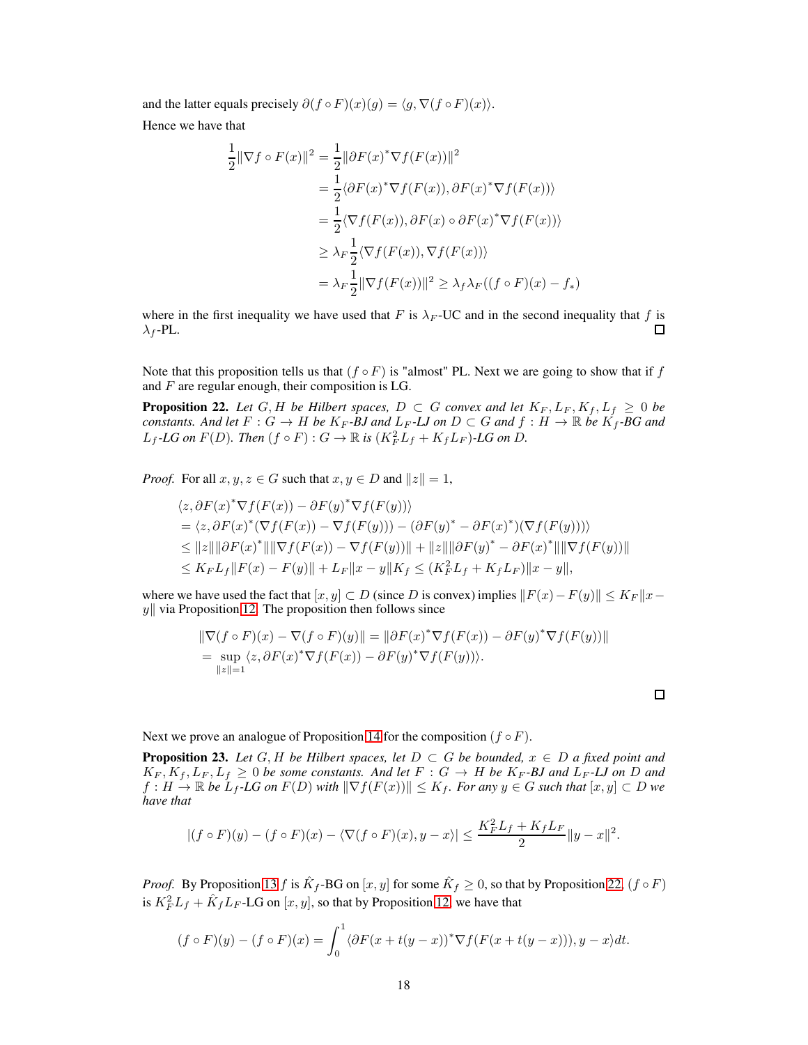and the latter equals precisely $\partial(f \circ F)(x)(g) = \langle g, \nabla(f \circ F)(x)\rangle$.

Hence we have that

$$
\begin{aligned}
\frac{1}{2}\|\nabla f \circ F(x)\|^2 &= \frac{1}{2}\|\partial F(x)^* \nabla f(F(x))\|^2 \\
&= \frac{1}{2}\langle \partial F(x)^* \nabla f(F(x)), \partial F(x)^* \nabla f(F(x))\rangle \\
&= \frac{1}{2}\langle \nabla f(F(x)), \partial F(x) \circ \partial F(x)^* \nabla f(F(x))\rangle \\
&\geq \lambda_F \frac{1}{2}\langle \nabla f(F(x)), \nabla f(F(x))\rangle \\
&= \lambda_F \frac{1}{2}\|\nabla f(F(x))\|^2 \geq \lambda_f \lambda_F((f \circ F)(x) - f_*)
\end{aligned}
$$

where in the first inequality we have used that $F$ is $\lambda_F$-UC and in the second inequality that $f$ is $\lambda_f$-PL. ☐

Note that this proposition tells us that $(f \circ F)$ is "almost" PL. Next we are going to show that if $f$ and $F$ are regular enough, their composition is LG.

**Proposition 22.** *Let $G, H$ be Hilbert spaces, $D \subset G$ convex and let $K_F, L_F, K_f, L_f \geq 0$ be constants. And let $F : G \to H$ be $K_F$-BJ and $L_F$-LJ on $D \subset G$ and $f : H \to \mathbb{R}$ be $K_f$-BG and $L_f$-LG on $F(D)$. Then $(f \circ F) : G \to \mathbb{R}$ is $(K_F^2 L_f + K_f L_F)$-LG on $D$.*

*Proof.* For all $x, y, z \in G$ such that $x, y \in D$ and $\|z\| = 1$,

$$
\begin{aligned}
&\langle z, \partial F(x)^* \nabla f(F(x)) - \partial F(y)^* \nabla f(F(y))\rangle \\
&= \langle z, \partial F(x)^* (\nabla f(F(x)) - \nabla f(F(y))) - (\partial F(y)^* - \partial F(x)^*)(\nabla f(F(y)))\rangle \\
&\leq \|z\|\|\partial F(x)^*\|\|\nabla f(F(x)) - \nabla f(F(y))\| + \|z\|\|\partial F(y)^* - \partial F(x)^*\|\|\nabla f(F(y))\| \\
&\leq K_F L_f \|F(x) - F(y)\| + L_F\|x - y\| K_f \leq (K_F^2 L_f + K_f L_F)\|x - y\|,
\end{aligned}
$$

where we have used the fact that $[x, y] \subset D$ (since $D$ is convex) implies $\|F(x) - F(y)\| \leq K_F\|x - y\|$ via Proposition 12. The proposition then follows since

$$
\begin{aligned}
&\|\nabla(f \circ F)(x) - \nabla(f \circ F)(y)\| = \|\partial F(x)^* \nabla f(F(x)) - \partial F(y)^* \nabla f(F(y))\| \\
&= \sup_{\|z\|=1} \langle z, \partial F(x)^* \nabla f(F(x)) - \partial F(y)^* \nabla f(F(y))\rangle.
\end{aligned}
$$

☐

Next we prove an analogue of Proposition 14 for the composition $(f \circ F)$.

**Proposition 23.** *Let $G, H$ be Hilbert spaces, let $D \subset G$ be bounded, $x \in D$ a fixed point and $K_F, K_f, L_F, L_f \geq 0$ be some constants. And let $F : G \to H$ be $K_F$-BJ and $L_F$-LJ on $D$ and $f : H \to \mathbb{R}$ be $L_f$-LG on $F(D)$ with $\|\nabla f(F(x))\| \leq K_f$. For any $y \in G$ such that $[x, y] \subset D$ we have that*

$$
|(f \circ F)(y) - (f \circ F)(x) - \langle \nabla(f \circ F)(x), y - x\rangle| \leq \frac{K_F^2 L_f + K_f L_F}{2}\|y - x\|^2.
$$

*Proof.* By Proposition 13 $f$ is $\hat{K}_f$-BG on $[x, y]$ for some $\hat{K}_f \geq 0$, so that by Proposition 22, $(f \circ F)$ is $K_F^2 L_f + \hat{K}_f L_F$-LG on $[x, y]$, so that by Proposition 12, we have that

$$
(f \circ F)(y) - (f \circ F)(x) = \int_0^1 \langle \partial F(x + t(y - x))^* \nabla f(F(x + t(y - x))), y - x\rangle dt.
$$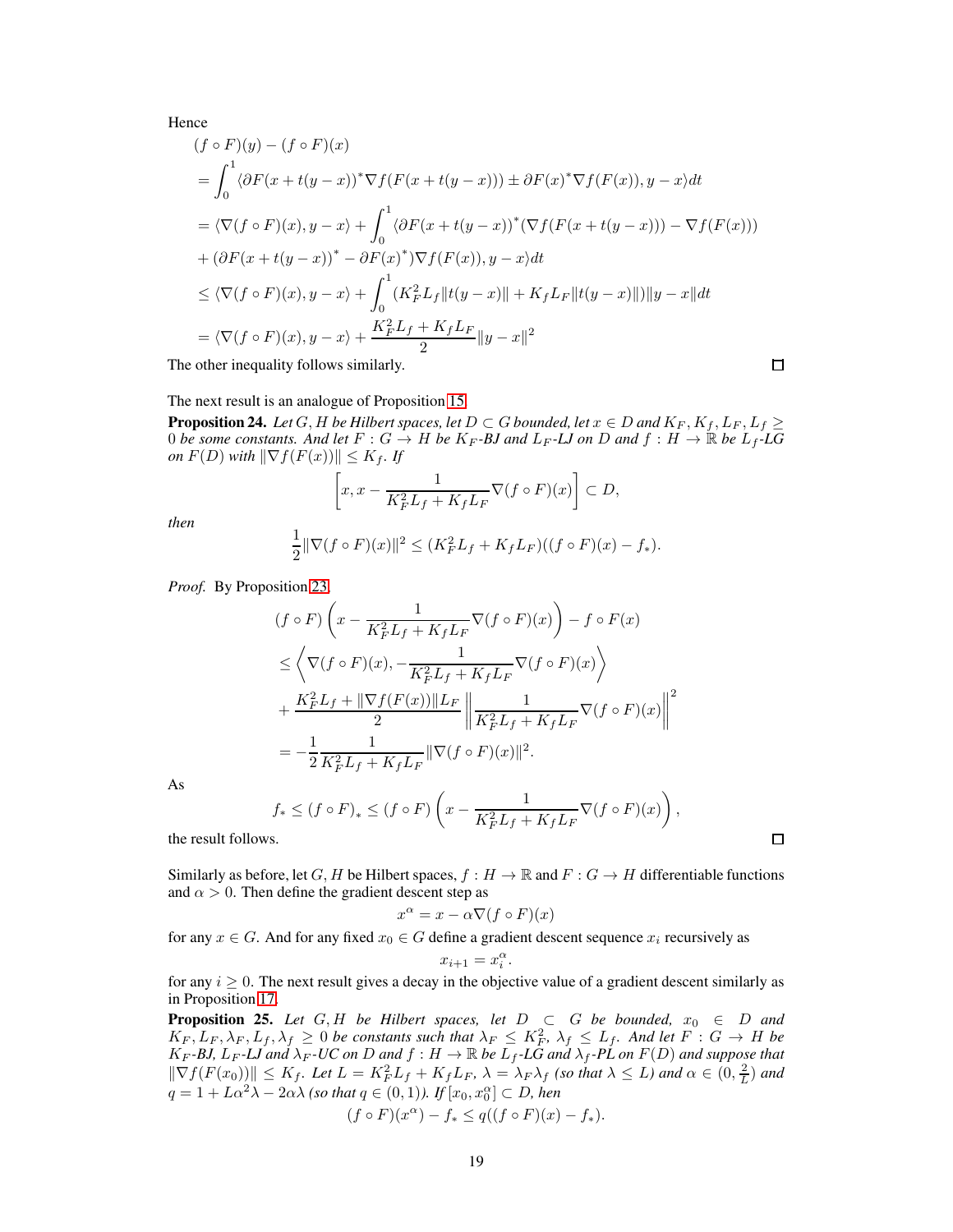Hence

$$
\begin{aligned}
&(f \circ F)(y) - (f \circ F)(x) \\
&= \int_0^1 \langle \partial F(x + t(y-x))^* \nabla f(F(x + t(y-x))) \pm \partial F(x)^* \nabla f(F(x)), y - x \rangle dt \\
&= \langle \nabla (f \circ F)(x), y - x \rangle + \int_0^1 \langle \partial F(x + t(y-x))^* (\nabla f(F(x + t(y-x))) - \nabla f(F(x))) \\
&+ (\partial F(x + t(y-x))^* - \partial F(x)^*) \nabla f(F(x)), y - x \rangle dt \\
&\leq \langle \nabla (f \circ F)(x), y - x \rangle + \int_0^1 (K_F^2 L_f \|t(y-x)\| + K_f L_F \|t(y-x)\|) \|y - x\| dt \\
&= \langle \nabla (f \circ F)(x), y - x \rangle + \frac{K_F^2 L_f + K_f L_F}{2} \|y - x\|^2
\end{aligned}
$$

The other inequality follows similarly. ☐

The next result is an analogue of Proposition 15.

**Proposition 24.** *Let $G, H$ be Hilbert spaces, let $D \subset G$ bounded, let $x \in D$ and $K_F, K_f, L_F, L_f \geq 0$ be some constants. And let $F : G \to H$ be $K_F$-BJ and $L_F$-LJ on $D$ and $f : H \to \mathbb{R}$ be $L_f$-LG on $F(D)$ with $\|\nabla f(F(x))\| \leq K_f$. If*

$$
\left[ x, x - \frac{1}{K_F^2 L_f + K_f L_F} \nabla (f \circ F)(x) \right] \subset D,
$$

*then*

$$
\frac{1}{2} \|\nabla (f \circ F)(x)\|^2 \leq (K_F^2 L_f + K_f L_F)((f \circ F)(x) - f_*).
$$

*Proof.* By Proposition 23

$$
\begin{aligned}
&(f \circ F) \left( x - \frac{1}{K_F^2 L_f + K_f L_F} \nabla (f \circ F)(x) \right) - f \circ F(x) \\
&\leq \left\langle \nabla (f \circ F)(x), - \frac{1}{K_F^2 L_f + K_f L_F} \nabla (f \circ F)(x) \right\rangle \\
&+ \frac{K_F^2 L_f + \|\nabla f(F(x))\| L_F}{2} \left\| \frac{1}{K_F^2 L_f + K_f L_F} \nabla (f \circ F)(x) \right\|^2 \\
&= - \frac{1}{2} \frac{1}{K_F^2 L_f + K_f L_F} \|\nabla (f \circ F)(x)\|^2.
\end{aligned}
$$

As

$$
f_* \leq (f \circ F)_* \leq (f \circ F) \left( x - \frac{1}{K_F^2 L_f + K_f L_F} \nabla (f \circ F)(x) \right),
$$

the result follows. ☐

Similarly as before, let $G, H$ be Hilbert spaces, $f : H \to \mathbb{R}$ and $F : G \to H$ differentiable functions and $\alpha > 0$. Then define the gradient descent step as

$$
x^\alpha = x - \alpha \nabla (f \circ F)(x)
$$

for any $x \in G$. And for any fixed $x_0 \in G$ define a gradient descent sequence $x_i$ recursively as

$$
x_{i+1} = x_i^\alpha.
$$

for any $i \geq 0$. The next result gives a decay in the objective value of a gradient descent similarly as in Proposition 17.

**Proposition 25.** *Let $G, H$ be Hilbert spaces, let $D \subset G$ be bounded, $x_0 \in D$ and $K_F, L_F, \lambda_F, L_f, \lambda_f \geq 0$ be constants such that $\lambda_F \leq K_F^2$, $\lambda_f \leq L_f$. And let $F : G \to H$ be $K_F$-BJ, $L_F$-LJ and $\lambda_F$-UC on $D$ and $f : H \to \mathbb{R}$ be $L_f$-LG and $\lambda_f$-PL on $F(D)$ and suppose that $\|\nabla f(F(x_0))\| \leq K_f$. Let $L = K_F^2 L_f + K_f L_F$, $\lambda = \lambda_F \lambda_f$ (so that $\lambda \leq L$) and $\alpha \in (0, \frac{2}{L})$ and $q = 1 + L\alpha^2 \lambda - 2\alpha\lambda$ (so that $q \in (0, 1)$). If $[x_0, x_0^\alpha] \subset D$, hen*

$$
(f \circ F)(x^\alpha) - f_* \leq q((f \circ F)(x) - f_*).
$$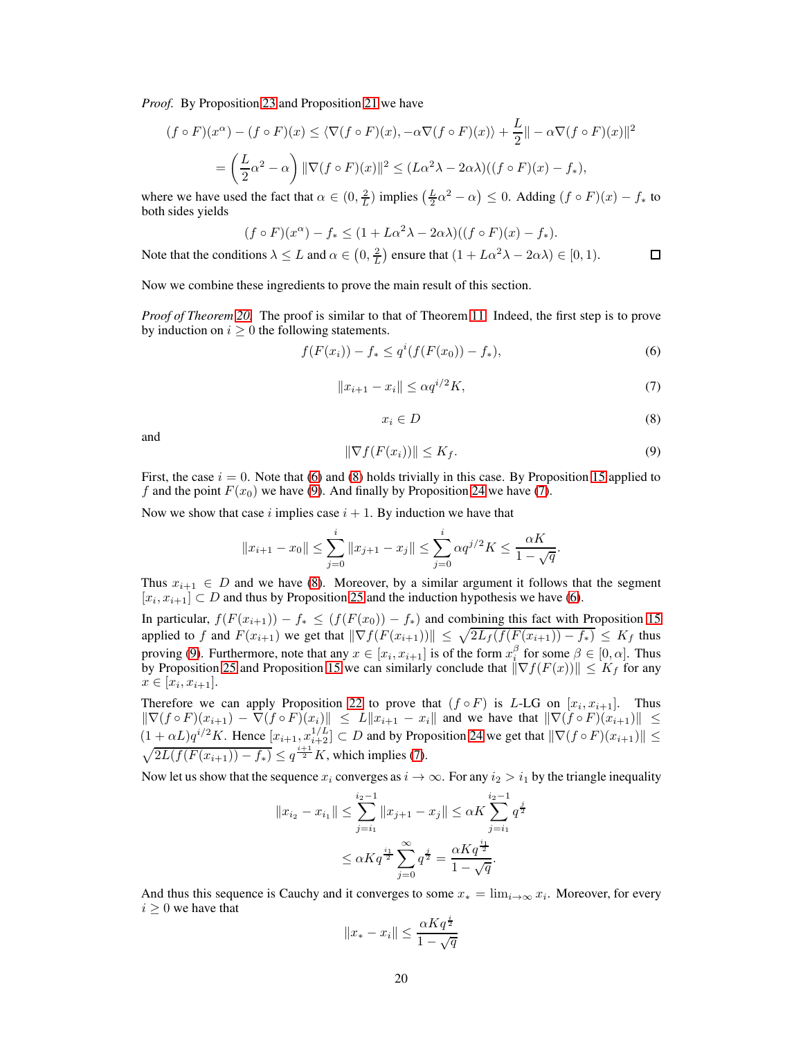*Proof.* By Proposition 23 and Proposition 21 we have

$$(f \circ F)(x^{\alpha}) - (f \circ F)(x) \leq \langle \nabla (f \circ F)(x), -\alpha \nabla (f \circ F)(x) \rangle + \frac{L}{2} \| -\alpha \nabla (f \circ F)(x) \|^2$$

$$= \left( \frac{L}{2}\alpha^2 - \alpha \right) \| \nabla (f \circ F)(x) \|^2 \leq (L\alpha^2 \lambda - 2\alpha\lambda)((f \circ F)(x) - f_*),$$

where we have used the fact that $\alpha \in (0, \frac{2}{L})$ implies $\left( \frac{L}{2}\alpha^2 - \alpha \right) \leq 0$. Adding $(f \circ F)(x) - f_*$ to both sides yields

$$(f \circ F)(x^{\alpha}) - f_* \leq (1 + L\alpha^2\lambda - 2\alpha\lambda)((f \circ F)(x) - f_*).$$

Note that the conditions $\lambda \leq L$ and $\alpha \in \left(0, \frac{2}{L}\right)$ ensure that $(1 + L\alpha^2\lambda - 2\alpha\lambda) \in [0, 1)$. $\square$

Now we combine these ingredients to prove the main result of this section.

*Proof of Theorem 20.* The proof is similar to that of Theorem 11. Indeed, the first step is to prove by induction on $i \geq 0$ the following statements.

$$f(F(x_i)) - f_* \leq q^i (f(F(x_0)) - f_*), \tag{6}$$

$$\|x_{i+1} - x_i\| \leq \alpha q^{i/2} K, \tag{7}$$

$$x_i \in D \tag{8}$$

and

$$\|\nabla f(F(x_i))\| \leq K_f. \tag{9}$$

First, the case $i = 0$. Note that (6) and (8) holds trivially in this case. By Proposition 15 applied to $f$ and the point $F(x_0)$ we have (9). And finally by Proposition 24 we have (7).

Now we show that case $i$ implies case $i + 1$. By induction we have that

$$\|x_{i+1} - x_0\| \leq \sum_{j=0}^{i} \|x_{j+1} - x_j\| \leq \sum_{j=0}^{i} \alpha q^{j/2} K \leq \frac{\alpha K}{1 - \sqrt{q}}.$$

Thus $x_{i+1} \in D$ and we have (8). Moreover, by a similar argument it follows that the segment $[x_i, x_{i+1}] \subset D$ and thus by Proposition 25 and the induction hypothesis we have (6).

In particular, $f(F(x_{i+1})) - f_* \leq (f(F(x_0)) - f_*)$ and combining this fact with Proposition 15 applied to $f$ and $F(x_{i+1})$ we get that $\|\nabla f(F(x_{i+1}))\| \leq \sqrt{2L_f(f(F(x_{i+1})) - f_*)} \leq K_f$ thus proving (9). Furthermore, note that any $x \in [x_i, x_{i+1}]$ is of the form $x_i^{\beta}$ for some $\beta \in [0, \alpha]$. Thus by Proposition 25 and Proposition 15 we can similarly conclude that $\|\nabla f(F(x))\| \leq K_f$ for any $x \in [x_i, x_{i+1}]$.

Therefore we can apply Proposition 22 to prove that $(f \circ F)$ is $L$-LG on $[x_i, x_{i+1}]$. Thus $\|\nabla (f \circ F)(x_{i+1}) - \nabla (f \circ F)(x_i)\| \leq L\|x_{i+1} - x_i\|$ and we have that $\|\nabla (f \circ F)(x_{i+1})\| \leq (1 + \alpha L) q^{i/2} K$. Hence $[x_{i+1}, x_{i+2}^{1/L}] \subset D$ and by Proposition 24 we get that $\|\nabla (f \circ F)(x_{i+1})\| \leq \sqrt{2L(f(F(x_{i+1})) - f_*)} \leq q^{\frac{i+1}{2}} K$, which implies (7).

Now let us show that the sequence $x_i$ converges as $i \to \infty$. For any $i_2 > i_1$ by the triangle inequality

$$\|x_{i_2} - x_{i_1}\| \leq \sum_{j=i_1}^{i_2 - 1} \|x_{j+1} - x_j\| \leq \alpha K \sum_{j=i_1}^{i_2 - 1} q^{\frac{j}{2}}$$

$$\leq \alpha K q^{\frac{i_1}{2}} \sum_{j=0}^{\infty} q^{\frac{j}{2}} = \frac{\alpha K q^{\frac{i_1}{2}}}{1 - \sqrt{q}}.$$

And thus this sequence is Cauchy and it converges to some $x_* = \lim_{i \to \infty} x_i$. Moreover, for every $i \geq 0$ we have that

$$\|x_* - x_i\| \leq \frac{\alpha K q^{\frac{i}{2}}}{1 - \sqrt{q}}$$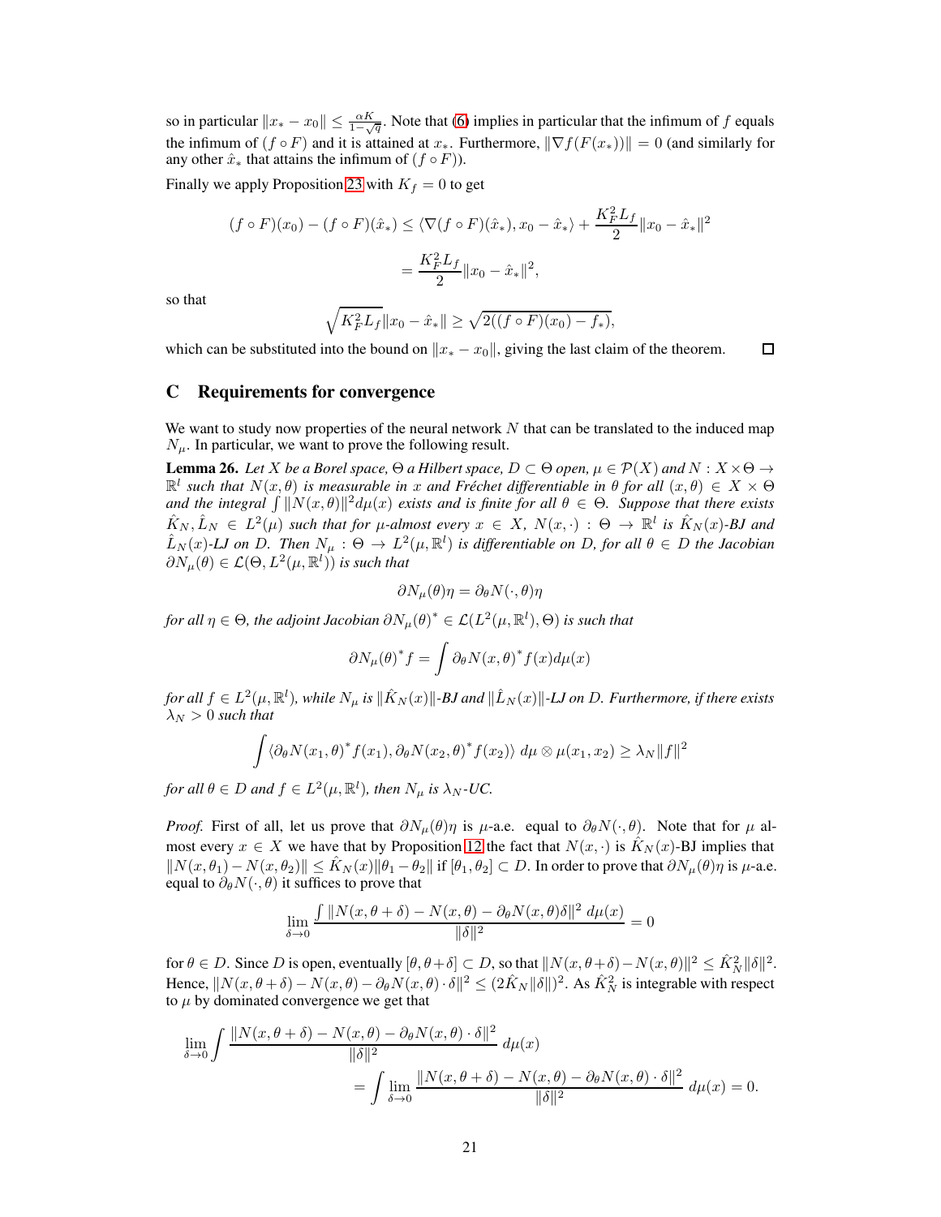so in particular $\|x_* - x_0\| \leq \frac{\alpha K}{1-\sqrt{q}}$. Note that (6) implies in particular that the infimum of $f$ equals the infimum of $(f \circ F)$ and it is attained at $x_*$. Furthermore, $\|\nabla f(F(x_*))\| = 0$ (and similarly for any other $\hat{x}_*$ that attains the infimum of $(f \circ F)$).

Finally we apply Proposition 23 with $K_f = 0$ to get

$$
\begin{aligned}
(f \circ F)(x_0) - (f \circ F)(\hat{x}_*) &\leq \langle \nabla (f \circ F)(\hat{x}_*), x_0 - \hat{x}_* \rangle + \frac{K_F^2 L_f}{2} \|x_0 - \hat{x}_*\|^2 \\
&= \frac{K_F^2 L_f}{2} \|x_0 - \hat{x}_*\|^2,
\end{aligned}
$$

so that

$$
\sqrt{K_F^2 L_f} \|x_0 - \hat{x}_*\| \geq \sqrt{2((f \circ F)(x_0) - f_*)},
$$

which can be substituted into the bound on $\|x_* - x_0\|$, giving the last claim of the theorem. $\square$

## C Requirements for convergence

We want to study now properties of the neural network $N$ that can be translated to the induced map $N_\mu$. In particular, we want to prove the following result.

**Lemma 26.** *Let $X$ be a Borel space, $\Theta$ a Hilbert space, $D \subset \Theta$ open, $\mu \in \mathcal{P}(X)$ and $N : X \times \Theta \to \mathbb{R}^l$ such that $N(x, \theta)$ is measurable in $x$ and Fréchet differentiable in $\theta$ for all $(x, \theta) \in X \times \Theta$ and the integral $\int \|N(x, \theta)\|^2 d\mu(x)$ exists and is finite for all $\theta \in \Theta$. Suppose that there exists $\hat{K}_N, \hat{L}_N \in L^2(\mu)$ such that for $\mu$-almost every $x \in X$, $N(x, \cdot) : \Theta \to \mathbb{R}^l$ is $\hat{K}_N(x)$-BJ and $\hat{L}_N(x)$-LJ on $D$. Then $N_\mu : \Theta \to L^2(\mu, \mathbb{R}^l)$ is differentiable on $D$, for all $\theta \in D$ the Jacobian $\partial N_\mu(\theta) \in \mathcal{L}(\Theta, L^2(\mu, \mathbb{R}^l))$ is such that*

$$
\partial N_\mu(\theta)\eta = \partial_\theta N(\cdot, \theta)\eta
$$

*for all $\eta \in \Theta$, the adjoint Jacobian $\partial N_\mu(\theta)^* \in \mathcal{L}(L^2(\mu, \mathbb{R}^l), \Theta)$ is such that*

$$
\partial N_\mu(\theta)^* f = \int \partial_\theta N(x, \theta)^* f(x) d\mu(x)
$$

*for all $f \in L^2(\mu, \mathbb{R}^l)$, while $N_\mu$ is $\|\hat{K}_N(x)\|$-BJ and $\|\hat{L}_N(x)\|$-LJ on $D$. Furthermore, if there exists $\lambda_N > 0$ such that*

$$
\int \langle \partial_\theta N(x_1, \theta)^* f(x_1), \partial_\theta N(x_2, \theta)^* f(x_2) \rangle \, d\mu \otimes \mu(x_1, x_2) \geq \lambda_N \|f\|^2
$$

*for all $\theta \in D$ and $f \in L^2(\mu, \mathbb{R}^l)$, then $N_\mu$ is $\lambda_N$-UC.*

*Proof.* First of all, let us prove that $\partial N_\mu(\theta)\eta$ is $\mu$-a.e. equal to $\partial_\theta N(\cdot, \theta)$. Note that for $\mu$ almost every $x \in X$ we have that by Proposition 12 the fact that $N(x, \cdot)$ is $\hat{K}_N(x)$-BJ implies that $\|N(x, \theta_1) - N(x, \theta_2)\| \leq \hat{K}_N(x)\|\theta_1 - \theta_2\|$ if $[\theta_1, \theta_2] \subset D$. In order to prove that $\partial N_\mu(\theta)\eta$ is $\mu$-a.e. equal to $\partial_\theta N(\cdot, \theta)$ it suffices to prove that

$$
\lim_{\delta \to 0} \frac{\int \|N(x, \theta + \delta) - N(x, \theta) - \partial_\theta N(x, \theta)\delta\|^2 \, d\mu(x)}{\|\delta\|^2} = 0
$$

for $\theta \in D$. Since $D$ is open, eventually $[\theta, \theta + \delta] \subset D$, so that $\|N(x, \theta + \delta) - N(x, \theta)\|^2 \leq \hat{K}_N^2 \|\delta\|^2$. Hence, $\|N(x, \theta + \delta) - N(x, \theta) - \partial_\theta N(x, \theta) \cdot \delta\|^2 \leq (2\hat{K}_N \|\delta\|)^2$. As $\hat{K}_N^2$ is integrable with respect to $\mu$ by dominated convergence we get that

$$
\begin{aligned}
\lim_{\delta \to 0} \int & \frac{\|N(x, \theta + \delta) - N(x, \theta) - \partial_\theta N(x, \theta) \cdot \delta\|^2}{\|\delta\|^2} \, d\mu(x) \\
&= \int \lim_{\delta \to 0} \frac{\|N(x, \theta + \delta) - N(x, \theta) - \partial_\theta N(x, \theta) \cdot \delta\|^2}{\|\delta\|^2} \, d\mu(x) = 0.
\end{aligned}
$$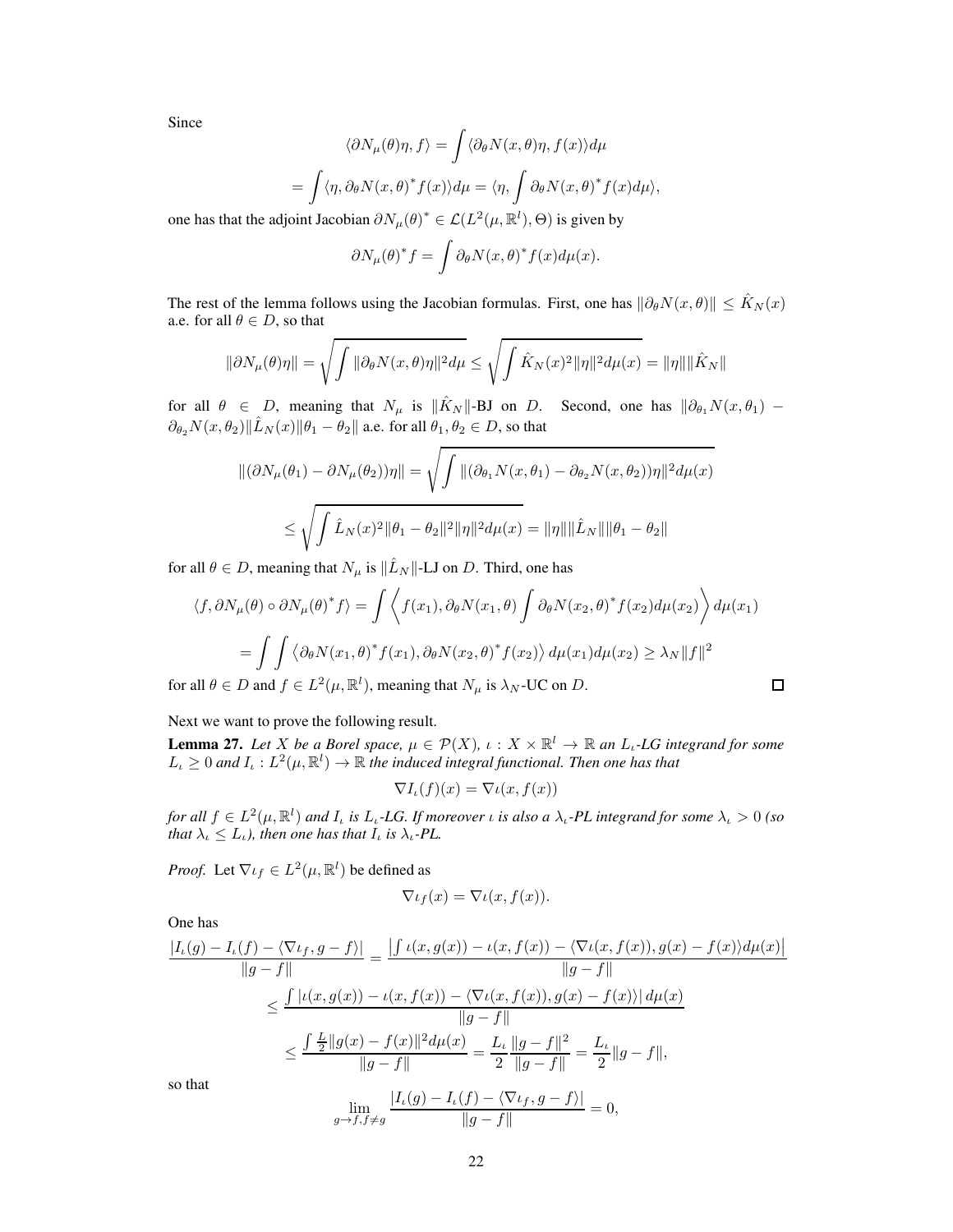Since

$$\langle \partial N_\mu(\theta)\eta, f\rangle = \int \langle \partial_\theta N(x,\theta)\eta, f(x)\rangle d\mu$$

$$= \int \langle \eta, \partial_\theta N(x,\theta)^* f(x)\rangle d\mu = \langle \eta, \int \partial_\theta N(x,\theta)^* f(x) d\mu\rangle,$$

one has that the adjoint Jacobian $\partial N_\mu(\theta)^* \in \mathcal{L}(L^2(\mu,\mathbb{R}^l),\Theta)$ is given by

$$\partial N_\mu(\theta)^* f = \int \partial_\theta N(x,\theta)^* f(x) d\mu(x).$$

The rest of the lemma follows using the Jacobian formulas. First, one has $\|\partial_\theta N(x,\theta)\| \le \hat{K}_N(x)$ a.e. for all $\theta \in D$, so that

$$\|\partial N_\mu(\theta)\eta\| = \sqrt{\int \|\partial_\theta N(x,\theta)\eta\|^2 d\mu} \le \sqrt{\int \hat{K}_N(x)^2\|\eta\|^2 d\mu(x)} = \|\eta\|\|\hat{K}_N\|$$

for all $\theta \in D$, meaning that $N_\mu$ is $\|\hat{K}_N\|$-BJ on $D$. Second, one has $\|\partial_{\theta_1} N(x,\theta_1) - \partial_{\theta_2} N(x,\theta_2)\|\hat{L}_N(x)\|\theta_1-\theta_2\|$ a.e. for all $\theta_1,\theta_2 \in D$, so that

$$\|(\partial N_\mu(\theta_1) - \partial N_\mu(\theta_2))\eta\| = \sqrt{\int \|(\partial_{\theta_1} N(x,\theta_1) - \partial_{\theta_2} N(x,\theta_2))\eta\|^2 d\mu(x)}$$

$$\le \sqrt{\int \hat{L}_N(x)^2\|\theta_1-\theta_2\|^2\|\eta\|^2 d\mu(x)} = \|\eta\|\|\hat{L}_N\|\|\theta_1-\theta_2\|$$

for all $\theta \in D$, meaning that $N_\mu$ is $\|\hat{L}_N\|$-LJ on $D$. Third, one has

$$\langle f, \partial N_\mu(\theta)\circ\partial N_\mu(\theta)^* f\rangle = \int \left\langle f(x_1), \partial_\theta N(x_1,\theta)\int \partial_\theta N(x_2,\theta)^* f(x_2) d\mu(x_2)\right\rangle d\mu(x_1)$$

$$= \int\int \left\langle \partial_\theta N(x_1,\theta)^* f(x_1), \partial_\theta N(x_2,\theta)^* f(x_2)\right\rangle d\mu(x_1)d\mu(x_2) \ge \lambda_N\|f\|^2$$

for all $\theta \in D$ and $f \in L^2(\mu,\mathbb{R}^l)$, meaning that $N_\mu$ is $\lambda_N$-UC on $D$. □

Next we want to prove the following result.

**Lemma 27.** *Let $X$ be a Borel space, $\mu \in \mathcal{P}(X)$, $\iota : X \times \mathbb{R}^l \to \mathbb{R}$ an $L_\iota$-LG integrand for some $L_\iota \ge 0$ and $I_\iota : L^2(\mu,\mathbb{R}^l) \to \mathbb{R}$ the induced integral functional. Then one has that*

$$\nabla I_\iota(f)(x) = \nabla\iota(x, f(x))$$

*for all $f \in L^2(\mu,\mathbb{R}^l)$ and $I_\iota$ is $L_\iota$-LG. If moreover $\iota$ is also a $\lambda_\iota$-PL integrand for some $\lambda_\iota > 0$ (so that $\lambda_\iota \le L_\iota$), then one has that $I_\iota$ is $\lambda_\iota$-PL.*

*Proof.* Let $\nabla\iota_f \in L^2(\mu,\mathbb{R}^l)$ be defined as

$$\nabla\iota_f(x) = \nabla\iota(x, f(x)).$$

One has

$$\frac{|I_\iota(g) - I_\iota(f) - \langle\nabla\iota_f, g-f\rangle|}{\|g-f\|} = \frac{\left|\int \iota(x,g(x)) - \iota(x,f(x)) - \langle\nabla\iota(x,f(x)), g(x)-f(x)\rangle d\mu(x)\right|}{\|g-f\|}$$

$$\le \frac{\int |\iota(x,g(x)) - \iota(x,f(x)) - \langle\nabla\iota(x,f(x)), g(x)-f(x)\rangle|\, d\mu(x)}{\|g-f\|}$$

$$\le \frac{\int \frac{L}{2}\|g(x)-f(x)\|^2 d\mu(x)}{\|g-f\|} = \frac{L_\iota}{2}\frac{\|g-f\|^2}{\|g-f\|} = \frac{L_\iota}{2}\|g-f\|,$$

so that

$$\lim_{g\to f, f\neq g} \frac{|I_\iota(g) - I_\iota(f) - \langle\nabla\iota_f, g-f\rangle|}{\|g-f\|} = 0,$$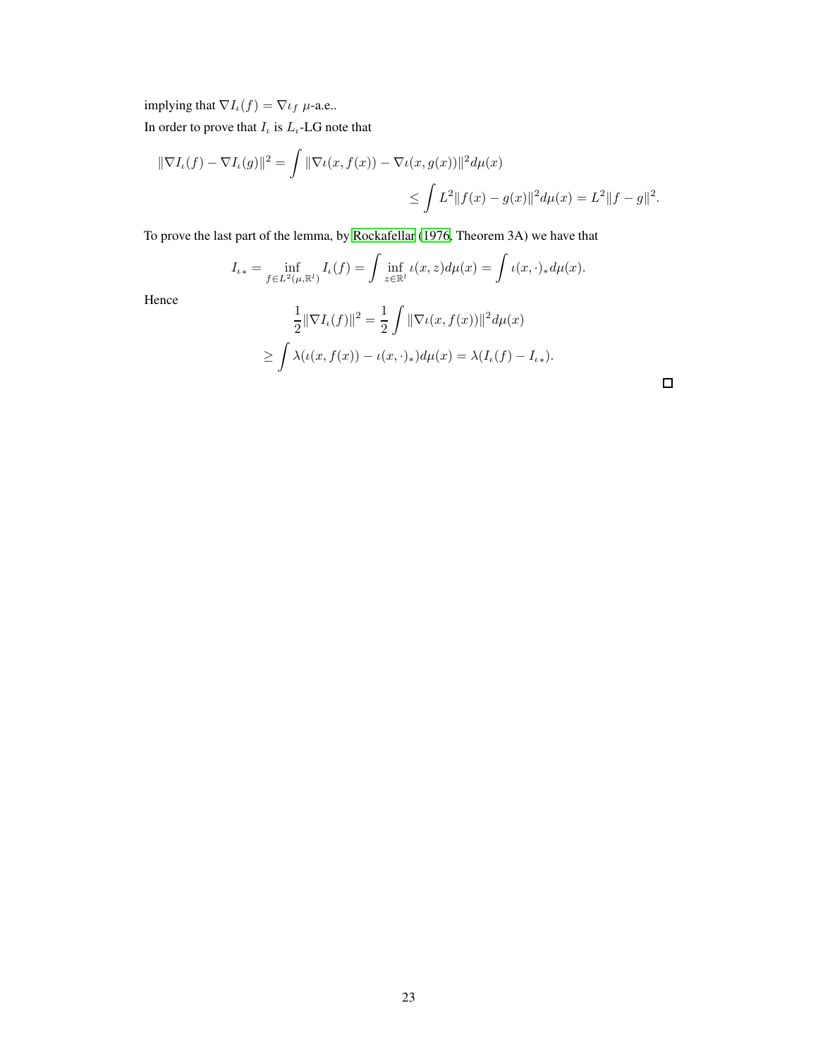implying that $\nabla I_\iota(f) = \nabla \iota_f$ $\mu$-a.e..

In order to prove that $I_\iota$ is $L_\iota$-LG note that

$$
\|\nabla I_\iota(f) - \nabla I_\iota(g)\|^2 = \int \|\nabla \iota(x, f(x)) - \nabla \iota(x, g(x))\|^2 d\mu(x)
$$

$$
\leq \int L^2 \|f(x) - g(x)\|^2 d\mu(x) = L^2 \|f - g\|^2.
$$

To prove the last part of the lemma, by Rockafellar (1976, Theorem 3A) we have that

$$
I_{\iota *} = \inf_{f \in L^2(\mu, \mathbb{R}^l)} I_\iota(f) = \int \inf_{z \in \mathbb{R}^l} \iota(x, z) d\mu(x) = \int \iota(x, \cdot)_* d\mu(x).
$$

Hence

$$
\frac{1}{2} \|\nabla I_\iota(f)\|^2 = \frac{1}{2} \int \|\nabla \iota(x, f(x))\|^2 d\mu(x)
$$

$$
\geq \int \lambda(\iota(x, f(x)) - \iota(x, \cdot)_*) d\mu(x) = \lambda(I_\iota(f) - I_{\iota *}).
$$

□